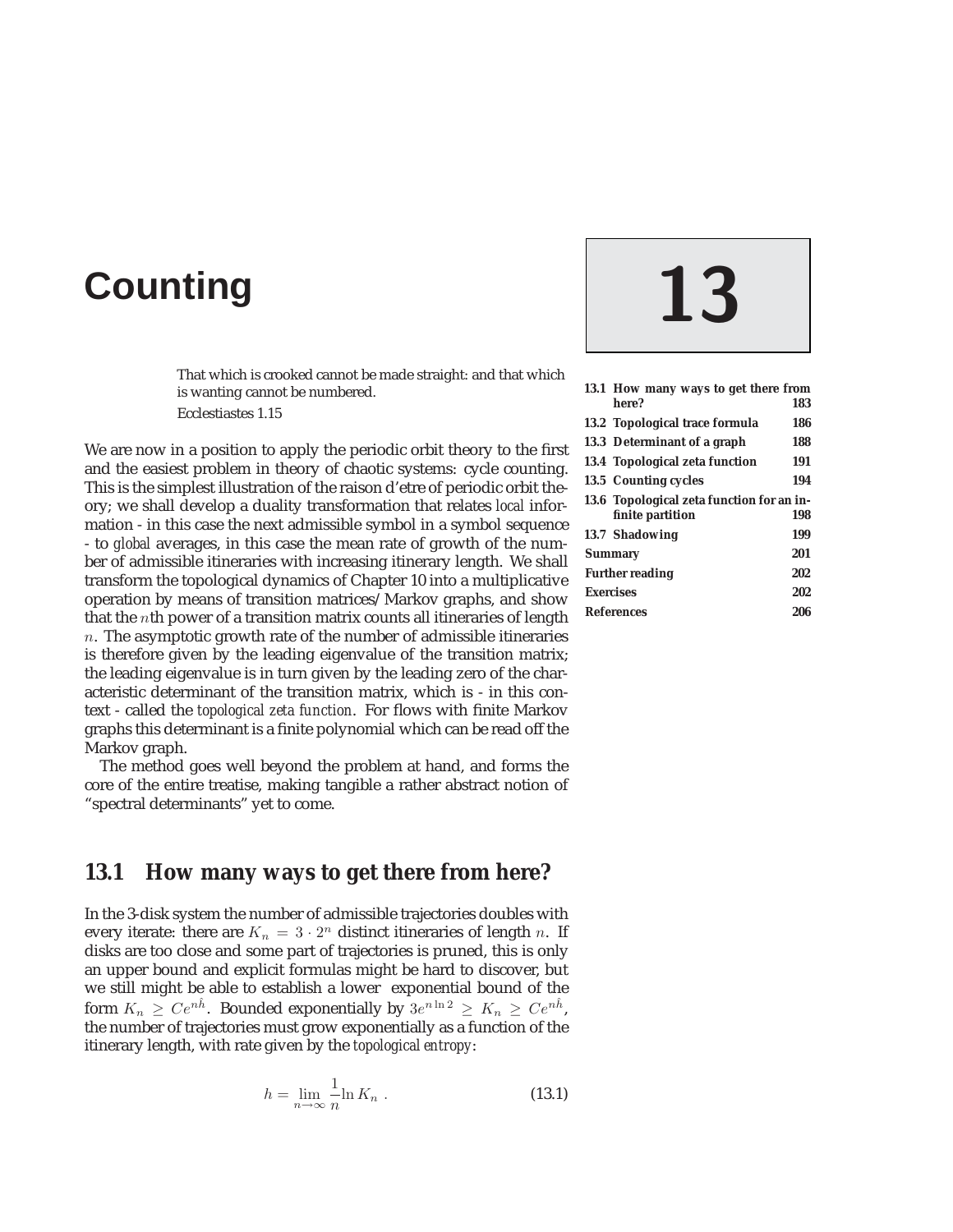# 13 Counting

| | |
|---|---|
| 13.1 How many ways to get there from here? | 183 |
| 13.2 Topological trace formula | 186 |
| 13.3 Determinant of a graph | 188 |
| 13.4 Topological zeta function | 191 |
| 13.5 Counting cycles | 194 |
| 13.6 Topological zeta function for an infinite partition | 198 |
| 13.7 Shadowing | 199 |
| Summary | 201 |
| Further reading | 202 |
| Exercises | 202 |
| References | 206 |

> That which is crooked cannot be made straight: and that which is wanting cannot be numbered.
>
> Ecclestiastes 1.15

We are now in a position to apply the periodic orbit theory to the first and the easiest problem in theory of chaotic systems: cycle counting. This is the simplest illustration of the raison d'etre of periodic orbit theory; we shall develop a duality transformation that relates *local* information - in this case the next admissible symbol in a symbol sequence - to *global* averages, in this case the mean rate of growth of the number of admissible itineraries with increasing itinerary length. We shall transform the topological dynamics of Chapter 10 into a multiplicative operation by means of transition matrices/Markov graphs, and show that the $n$th power of a transition matrix counts all itineraries of length $n$. The asymptotic growth rate of the number of admissible itineraries is therefore given by the leading eigenvalue of the transition matrix; the leading eigenvalue is in turn given by the leading zero of the characteristic determinant of the transition matrix, which is - in this context - called the *topological zeta function*. For flows with finite Markov graphs this determinant is a finite polynomial which can be read off the Markov graph.

The method goes well beyond the problem at hand, and forms the core of the entire treatise, making tangible a rather abstract notion of "spectral determinants" yet to come.

## 13.1 How many ways to get there from here?

In the 3-disk system the number of admissible trajectories doubles with every iterate: there are $K_n = 3 \cdot 2^n$ distinct itineraries of length $n$. If disks are too close and some part of trajectories is pruned, this is only an upper bound and explicit formulas might be hard to discover, but we still might be able to establish a lower exponential bound of the form $K_n \geq Ce^{n\hat{h}}$. Bounded exponentially by $3e^{n \ln 2} \geq K_n \geq Ce^{n\hat{h}}$, the number of trajectories must grow exponentially as a function of the itinerary length, with rate given by the *topological entropy*:

$$h = \lim_{n \to \infty} \frac{1}{n} \ln K_n \ . \tag{13.1}$$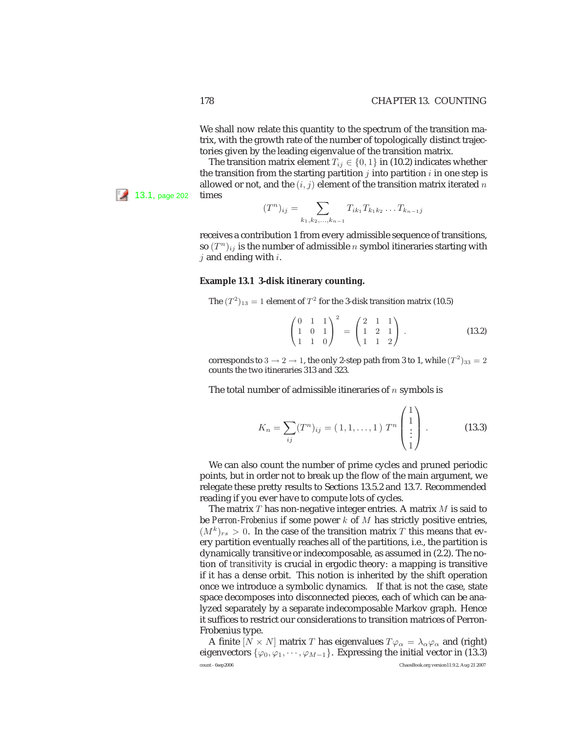We shall now relate this quantity to the spectrum of the transition matrix, with the growth rate of the number of topologically distinct trajectories given by the leading eigenvalue of the transition matrix.

The transition matrix element $T_{ij} \in \{0, 1\}$ in (10.2) indicates whether the transition from the starting partition $j$ into partition $i$ in one step is allowed or not, and the $(i, j)$ element of the transition matrix iterated $n$ times

13.1, page 202

$$(T^n)_{ij} = \sum_{k_1, k_2, \ldots, k_{n-1}} T_{ik_1} T_{k_1 k_2} \ldots T_{k_{n-1} j}$$

receives a contribution 1 from every admissible sequence of transitions, so $(T^n)_{ij}$ is the number of admissible $n$ symbol itineraries starting with $j$ and ending with $i$.

**Example 13.1 3-disk itinerary counting.**

The $(T^2)_{13} = 1$ element of $T^2$ for the 3-disk transition matrix (10.5)

$$\begin{pmatrix} 0 & 1 & 1 \\ 1 & 0 & 1 \\ 1 & 1 & 0 \end{pmatrix}^2 = \begin{pmatrix} 2 & 1 & 1 \\ 1 & 2 & 1 \\ 1 & 1 & 2 \end{pmatrix} . \tag{13.2}$$

corresponds to $3 \to 2 \to 1$, the only 2-step path from 3 to 1, while $(T^2)_{33} = 2$ counts the two itineraries 313 and 323.

The total number of admissible itineraries of $n$ symbols is

$$K_n = \sum_{ij} (T^n)_{ij} = (\, 1, 1, \ldots, 1\, )\; T^n \begin{pmatrix} 1 \\ 1 \\ \vdots \\ 1 \end{pmatrix} . \tag{13.3}$$

We can also count the number of prime cycles and pruned periodic points, but in order not to break up the flow of the main argument, we relegate these pretty results to Sections 13.5.2 and 13.7. Recommended reading if you ever have to compute lots of cycles.

The matrix $T$ has non-negative integer entries. A matrix $M$ is said to be *Perron-Frobenius* if some power $k$ of $M$ has strictly positive entries, $(M^k)_{rs} > 0$. In the case of the transition matrix $T$ this means that every partition eventually reaches all of the partitions, i.e., the partition is dynamically transitive or indecomposable, as assumed in (2.2). The notion of *transitivity* is crucial in ergodic theory: a mapping is transitive if it has a dense orbit. This notion is inherited by the shift operation once we introduce a symbolic dynamics. If that is not the case, state space decomposes into disconnected pieces, each of which can be analyzed separately by a separate indecomposable Markov graph. Hence it suffices to restrict our considerations to transition matrices of Perron-Frobenius type.

A finite $[N \times N]$ matrix $T$ has eigenvalues $T\varphi_\alpha = \lambda_\alpha \varphi_\alpha$ and (right) eigenvectors $\{\varphi_0, \varphi_1, \cdots, \varphi_{M-1}\}$. Expressing the initial vector in (13.3)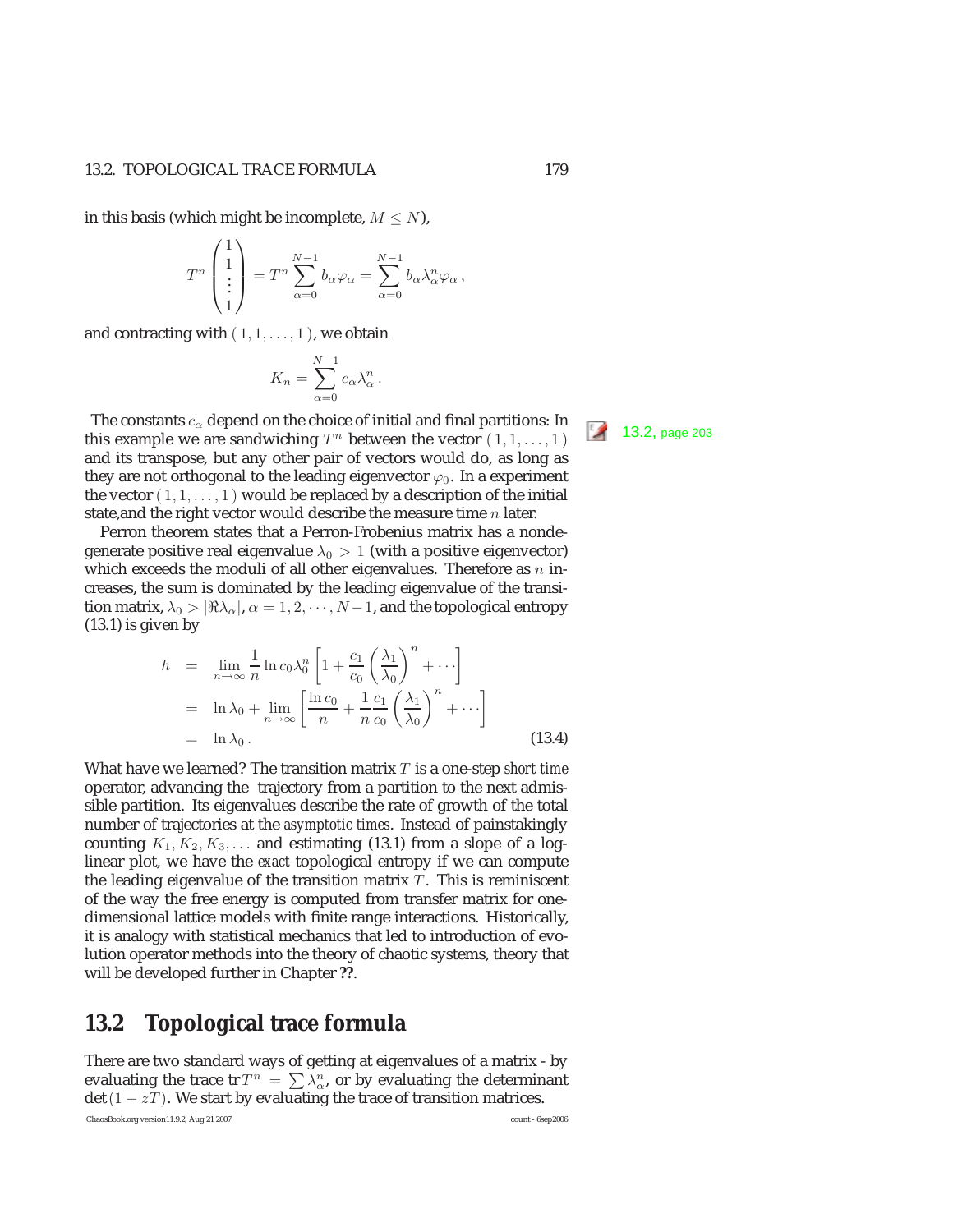in this basis (which might be incomplete, $M \leq N$),

$$
T^n \begin{pmatrix} 1 \\ 1 \\ \vdots \\ 1 \end{pmatrix} = T^n \sum_{\alpha=0}^{N-1} b_\alpha \varphi_\alpha = \sum_{\alpha=0}^{N-1} b_\alpha \lambda_\alpha^n \varphi_\alpha \,,
$$

and contracting with $(1, 1, \ldots, 1)$, we obtain

$$
K_n = \sum_{\alpha=0}^{N-1} c_\alpha \lambda_\alpha^n \,.
$$

The constants $c_\alpha$ depend on the choice of initial and final partitions: In this example we are sandwiching $T^n$ between the vector $(1, 1, \ldots, 1)$ and its transpose, but any other pair of vectors would do, as long as they are not orthogonal to the leading eigenvector $\varphi_0$. In a experiment the vector $(1, 1, \ldots, 1)$ would be replaced by a description of the initial state,and the right vector would describe the measure time $n$ later.

13.2, page 203

Perron theorem states that a Perron-Frobenius matrix has a nondegenerate positive real eigenvalue $\lambda_0 > 1$ (with a positive eigenvector) which exceeds the moduli of all other eigenvalues. Therefore as $n$ increases, the sum is dominated by the leading eigenvalue of the transition matrix, $\lambda_0 > |\Re\lambda_\alpha|$, $\alpha = 1, 2, \cdots, N-1$, and the topological entropy (13.1) is given by

$$
\begin{aligned}
h &= \lim_{n\to\infty} \frac{1}{n} \ln c_0 \lambda_0^n \left[ 1 + \frac{c_1}{c_0} \left( \frac{\lambda_1}{\lambda_0} \right)^n + \cdots \right] \\
&= \ln \lambda_0 + \lim_{n\to\infty} \left[ \frac{\ln c_0}{n} + \frac{1}{n} \frac{c_1}{c_0} \left( \frac{\lambda_1}{\lambda_0} \right)^n + \cdots \right] \\
&= \ln \lambda_0 \,. \qquad (13.4)
\end{aligned}
$$

What have we learned? The transition matrix $T$ is a one-step *short time* operator, advancing the trajectory from a partition to the next admissible partition. Its eigenvalues describe the rate of growth of the total number of trajectories at the *asymptotic times*. Instead of painstakingly counting $K_1, K_2, K_3, \ldots$ and estimating (13.1) from a slope of a log-linear plot, we have the *exact* topological entropy if we can compute the leading eigenvalue of the transition matrix $T$. This is reminiscent of the way the free energy is computed from transfer matrix for one-dimensional lattice models with finite range interactions. Historically, it is analogy with statistical mechanics that led to introduction of evolution operator methods into the theory of chaotic systems, theory that will be developed further in Chapter **??**.

## 13.2 Topological trace formula

There are two standard ways of getting at eigenvalues of a matrix - by evaluating the trace $\mathrm{tr}\, T^n = \sum \lambda_\alpha^n$, or by evaluating the determinant $\det(1 - zT)$. We start by evaluating the trace of transition matrices.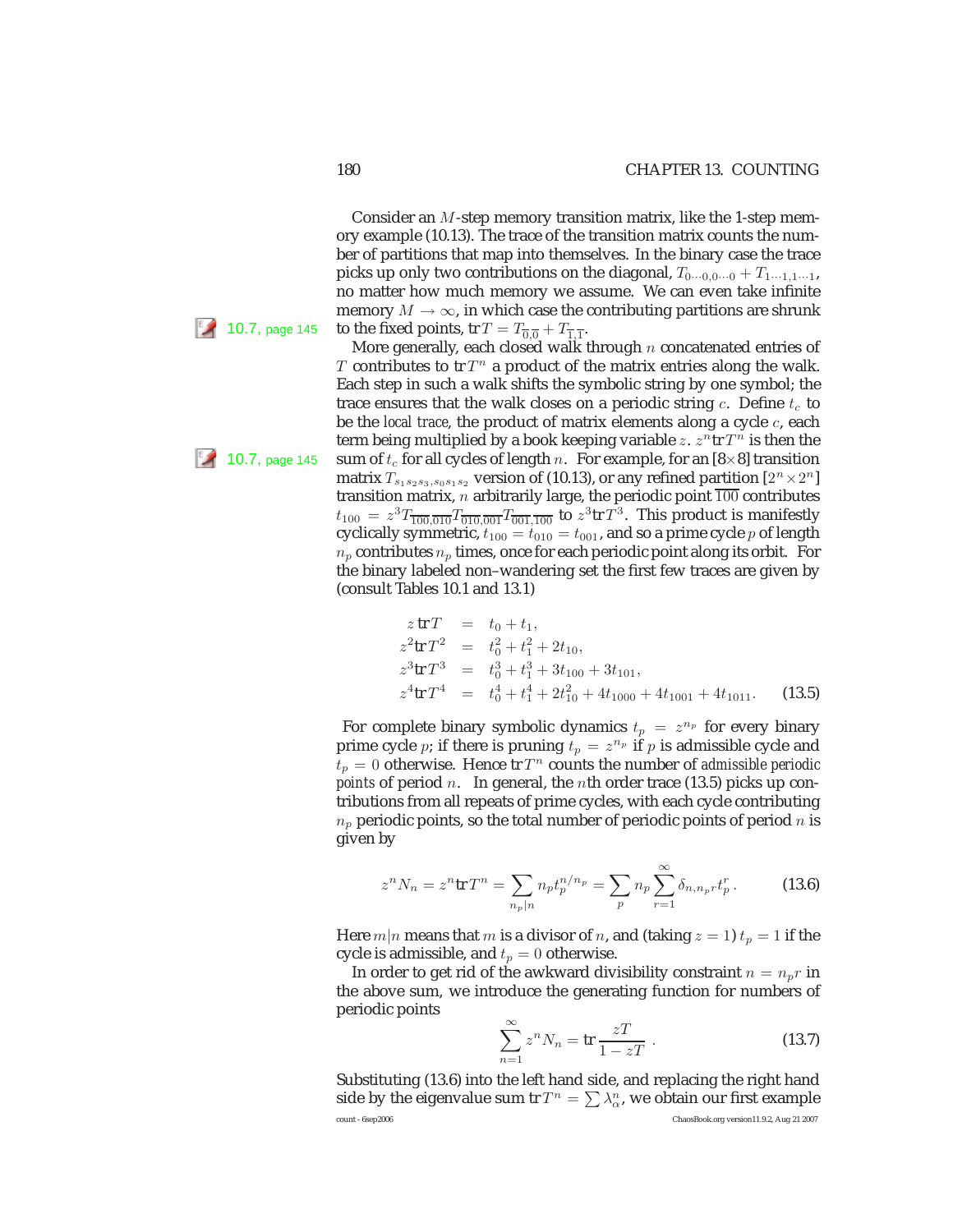Consider an $M$-step memory transition matrix, like the 1-step memory example (10.13). The trace of the transition matrix counts the number of partitions that map into themselves. In the binary case the trace picks up only two contributions on the diagonal, $T_{0\cdots0,0\cdots0} + T_{1\cdots1,1\cdots1}$, no matter how much memory we assume. We can even take infinite memory $M \to \infty$, in which case the contributing partitions are shrunk to the fixed points, $\text{tr}\, T = T_{\overline{0},\overline{0}} + T_{\overline{1},\overline{1}}$.

10.7, page 145

More generally, each closed walk through $n$ concatenated entries of $T$ contributes to $\text{tr}\, T^n$ a product of the matrix entries along the walk. Each step in such a walk shifts the symbolic string by one symbol; the trace ensures that the walk closes on a periodic string $c$. Define $t_c$ to be the *local trace*, the product of matrix elements along a cycle $c$, each term being multiplied by a book keeping variable $z$. $z^n \text{tr}\, T^n$ is then the sum of $t_c$ for all cycles of length $n$. For example, for an $[8\times8]$ transition matrix $T_{s_1s_2s_3,s_0s_1s_2}$ version of (10.13), or any refined partition $[2^n\times2^n]$ transition matrix, $n$ arbitrarily large, the periodic point $\overline{100}$ contributes $t_{100} = z^3 T_{\overline{100},\overline{010}} T_{\overline{010},\overline{001}} T_{\overline{001},\overline{100}}$ to $z^3 \text{tr}\, T^3$. This product is manifestly cyclically symmetric, $t_{100} = t_{010} = t_{001}$, and so a prime cycle $p$ of length $n_p$ contributes $n_p$ times, once for each periodic point along its orbit. For the binary labeled non–wandering set the first few traces are given by (consult Tables 10.1 and 13.1)

10.7, page 145

$$
\begin{aligned}
z\,\text{tr}\, T &= t_0 + t_1, \\
z^2 \text{tr}\, T^2 &= t_0^2 + t_1^2 + 2t_{10}, \\
z^3 \text{tr}\, T^3 &= t_0^3 + t_1^3 + 3t_{100} + 3t_{101}, \\
z^4 \text{tr}\, T^4 &= t_0^4 + t_1^4 + 2t_{10}^2 + 4t_{1000} + 4t_{1001} + 4t_{1011}.
\end{aligned} \tag{13.5}
$$

For complete binary symbolic dynamics $t_p = z^{n_p}$ for every binary prime cycle $p$; if there is pruning $t_p = z^{n_p}$ if $p$ is admissible cycle and $t_p = 0$ otherwise. Hence $\text{tr}\, T^n$ counts the number of *admissible periodic points* of period $n$. In general, the $n$th order trace (13.5) picks up contributions from all repeats of prime cycles, with each cycle contributing $n_p$ periodic points, so the total number of periodic points of period $n$ is given by

$$
z^n N_n = z^n \text{tr}\, T^n = \sum_{n_p|n} n_p t_p^{n/n_p} = \sum_p n_p \sum_{r=1}^{\infty} \delta_{n,n_p r} t_p^r \,. \tag{13.6}
$$

Here $m|n$ means that $m$ is a divisor of $n$, and (taking $z=1$) $t_p = 1$ if the cycle is admissible, and $t_p = 0$ otherwise.

In order to get rid of the awkward divisibility constraint $n = n_p r$ in the above sum, we introduce the generating function for numbers of periodic points

$$
\sum_{n=1}^{\infty} z^n N_n = \text{tr}\, \frac{zT}{1 - zT} \;. \tag{13.7}
$$

Substituting (13.6) into the left hand side, and replacing the right hand side by the eigenvalue sum $\text{tr}\, T^n = \sum \lambda_\alpha^n$, we obtain our first example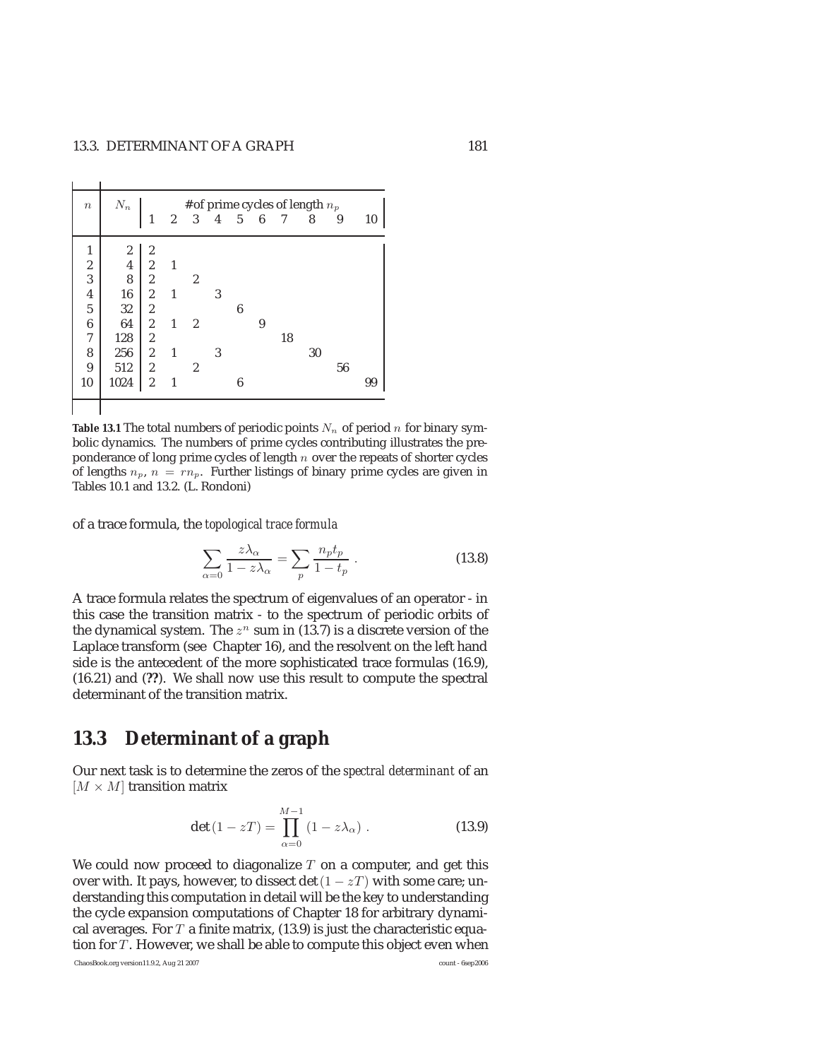| $n$ | $N_n$ | # of prime cycles of length $n_p$ | | | | | | | | | |
|---|---|---|---|---|---|---|---|---|---|---|---|
| | | 1 | 2 | 3 | 4 | 5 | 6 | 7 | 8 | 9 | 10 |
| 1 | 2 | 2 | | | | | | | | | |
| 2 | 4 | 2 | 1 | | | | | | | | |
| 3 | 8 | 2 | | 2 | | | | | | | |
| 4 | 16 | 2 | 1 | | 3 | | | | | | |
| 5 | 32 | 2 | | | | 6 | | | | | |
| 6 | 64 | 2 | 1 | 2 | | | 9 | | | | |
| 7 | 128 | 2 | | | | | | 18 | | | |
| 8 | 256 | 2 | 1 | | 3 | | | | 30 | | |
| 9 | 512 | 2 | | 2 | | | | | | 56 | |
| 10 | 1024 | 2 | 1 | | | 6 | | | | | 99 |

**Table 13.1** The total numbers of periodic points $N_n$ of period $n$ for binary symbolic dynamics. The numbers of prime cycles contributing illustrates the preponderance of long prime cycles of length $n$ over the repeats of shorter cycles of lengths $n_p$, $n = rn_p$. Further listings of binary prime cycles are given in Tables 10.1 and 13.2. (L. Rondoni)

of a trace formula, the *topological trace formula*

$$\sum_{\alpha=0} \frac{z\lambda_\alpha}{1 - z\lambda_\alpha} = \sum_p \frac{n_p t_p}{1 - t_p} \, . \tag{13.8}$$

A trace formula relates the spectrum of eigenvalues of an operator - in this case the transition matrix - to the spectrum of periodic orbits of the dynamical system. The $z^n$ sum in (13.7) is a discrete version of the Laplace transform (see Chapter 16), and the resolvent on the left hand side is the antecedent of the more sophisticated trace formulas (16.9), (16.21) and (**??**). We shall now use this result to compute the spectral determinant of the transition matrix.

## 13.3 Determinant of a graph

Our next task is to determine the zeros of the *spectral determinant* of an $[M \times M]$ transition matrix

$$\det (1 - zT) = \prod_{\alpha=0}^{M-1} (1 - z\lambda_\alpha) \, . \tag{13.9}$$

We could now proceed to diagonalize $T$ on a computer, and get this over with. It pays, however, to dissect $\det (1 - zT)$ with some care; understanding this computation in detail will be the key to understanding the cycle expansion computations of Chapter 18 for arbitrary dynamical averages. For $T$ a finite matrix, (13.9) is just the characteristic equation for $T$. However, we shall be able to compute this object even when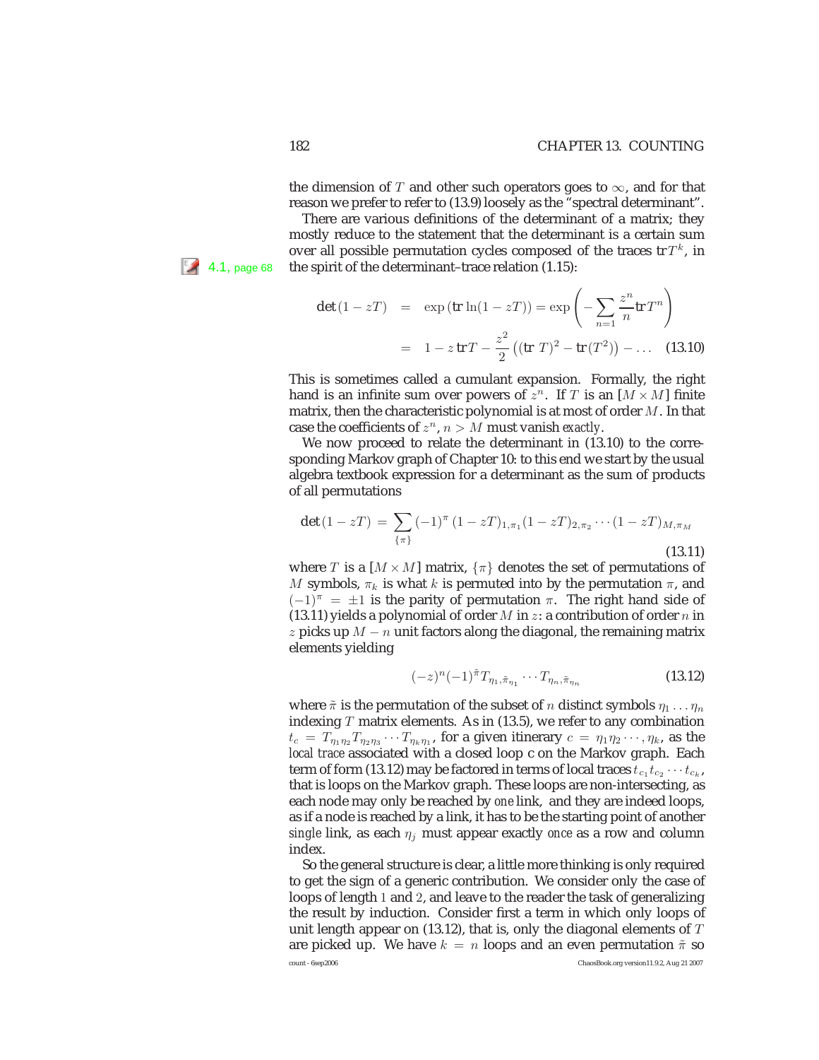the dimension of $T$ and other such operators goes to $\infty$, and for that reason we prefer to refer to (13.9) loosely as the "spectral determinant".

There are various definitions of the determinant of a matrix; they mostly reduce to the statement that the determinant is a certain sum over all possible permutation cycles composed of the traces $\mathrm{tr}T^k$, in the spirit of the determinant–trace relation (1.15):

4.1, page 68

$$
\begin{aligned}
\det(1 - zT) &= \exp\left(\mathrm{tr}\ln(1 - zT)\right) = \exp\left(-\sum_{n=1}\frac{z^n}{n}\mathrm{tr}T^n\right) \\
&= 1 - z\,\mathrm{tr}T - \frac{z^2}{2}\left((\mathrm{tr}\;T)^2 - \mathrm{tr}(T^2)\right) - \ldots \qquad (13.10)
\end{aligned}
$$

This is sometimes called a cumulant expansion. Formally, the right hand is an infinite sum over powers of $z^n$. If $T$ is an $[M \times M]$ finite matrix, then the characteristic polynomial is at most of order $M$. In that case the coefficients of $z^n$, $n > M$ must vanish *exactly*.

We now proceed to relate the determinant in (13.10) to the corresponding Markov graph of Chapter 10: to this end we start by the usual algebra textbook expression for a determinant as the sum of products of all permutations

$$
\det(1 - zT) = \sum_{\{\pi\}}(-1)^{\pi}\,(1 - zT)_{1,\pi_1}(1 - zT)_{2,\pi_2}\cdots(1 - zT)_{M,\pi_M} \qquad (13.11)
$$

where $T$ is a $[M \times M]$ matrix, $\{\pi\}$ denotes the set of permutations of $M$ symbols, $\pi_k$ is what $k$ is permuted into by the permutation $\pi$, and $(-1)^{\pi} = \pm 1$ is the parity of permutation $\pi$. The right hand side of (13.11) yields a polynomial of order $M$ in $z$: a contribution of order $n$ in $z$ picks up $M - n$ unit factors along the diagonal, the remaining matrix elements yielding

$$
(-z)^n(-1)^{\tilde{\pi}}T_{\eta_1,\tilde{\pi}_{\eta_1}}\cdots T_{\eta_n,\tilde{\pi}_{\eta_n}} \qquad (13.12)
$$

where $\tilde{\pi}$ is the permutation of the subset of $n$ distinct symbols $\eta_1 \ldots \eta_n$ indexing $T$ matrix elements. As in (13.5), we refer to any combination $t_c = T_{\eta_1\eta_2}T_{\eta_2\eta_3}\cdots T_{\eta_k\eta_1}$, for a given itinerary $c = \eta_1\eta_2\cdots,\eta_k$, as the *local trace* associated with a closed loop c on the Markov graph. Each term of form (13.12) may be factored in terms of local traces $t_{c_1}t_{c_2}\cdots t_{c_k}$, that is loops on the Markov graph. These loops are non-intersecting, as each node may only be reached by *one* link, and they are indeed loops, as if a node is reached by a link, it has to be the starting point of another *single* link, as each $\eta_j$ must appear exactly *once* as a row and column index.

So the general structure is clear, a little more thinking is only required to get the sign of a generic contribution. We consider only the case of loops of length $1$ and $2$, and leave to the reader the task of generalizing the result by induction. Consider first a term in which only loops of unit length appear on (13.12), that is, only the diagonal elements of $T$ are picked up. We have $k = n$ loops and an even permutation $\tilde{\pi}$ so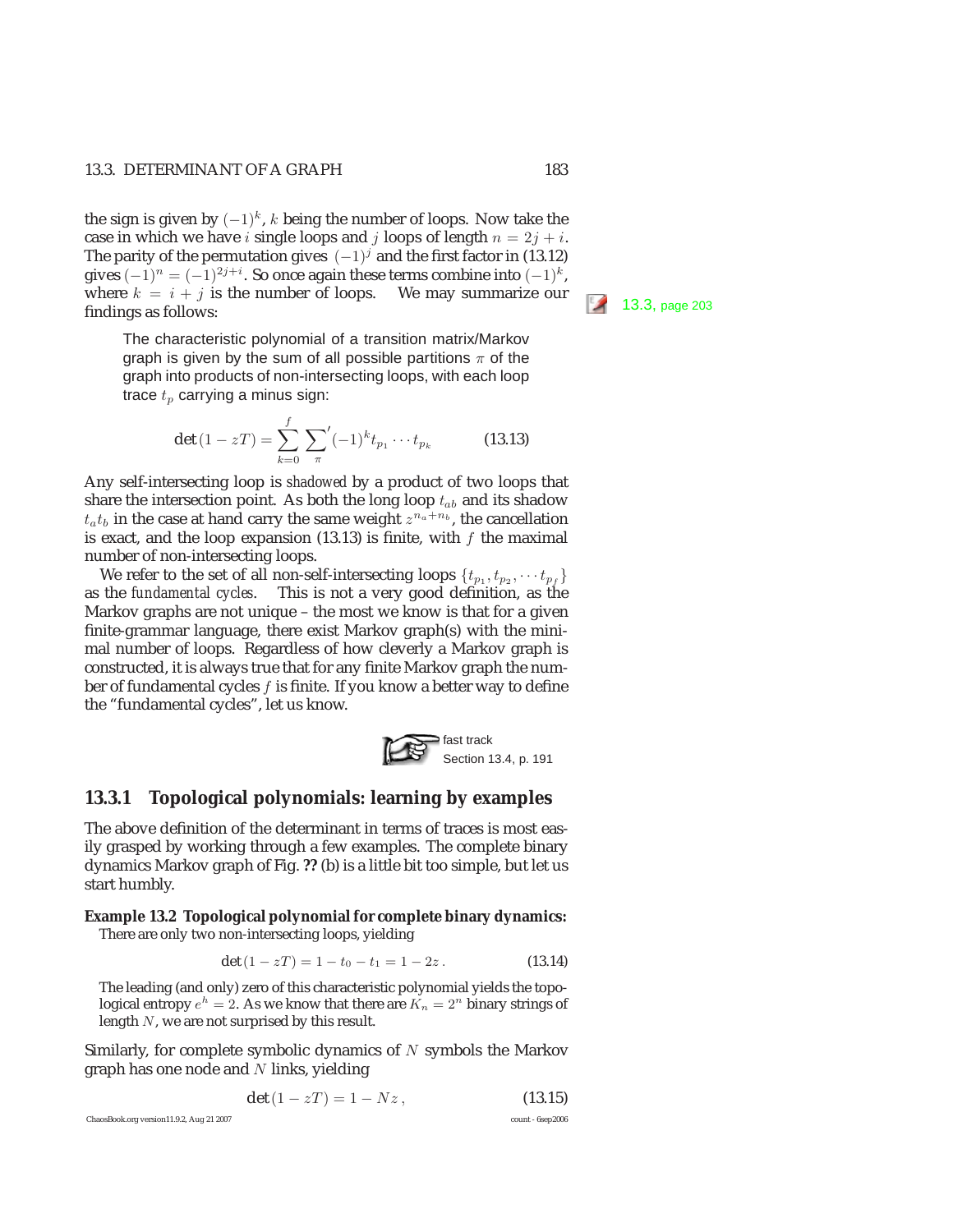the sign is given by $(-1)^k$, $k$ being the number of loops. Now take the case in which we have $i$ single loops and $j$ loops of length $n = 2j + i$. The parity of the permutation gives $(-1)^j$ and the first factor in (13.12) gives $(-1)^n = (-1)^{2j+i}$. So once again these terms combine into $(-1)^k$, where $k = i + j$ is the number of loops. We may summarize our findings as follows:

13.3, page 203

> The characteristic polynomial of a transition matrix/Markov graph is given by the sum of all possible partitions $\pi$ of the graph into products of non-intersecting loops, with each loop trace $t_p$ carrying a minus sign:
>
> $$\det(1 - zT) = \sum_{k=0}^{f} \sum_{\pi}{}' (-1)^k t_{p_1} \cdots t_{p_k} \qquad (13.13)$$

Any self-intersecting loop is *shadowed* by a product of two loops that share the intersection point. As both the long loop $t_{ab}$ and its shadow $t_a t_b$ in the case at hand carry the same weight $z^{n_a+n_b}$, the cancellation is exact, and the loop expansion (13.13) is finite, with $f$ the maximal number of non-intersecting loops.

We refer to the set of all non-self-intersecting loops $\{t_{p_1}, t_{p_2}, \cdots t_{p_f}\}$ as the *fundamental cycles*. This is not a very good definition, as the Markov graphs are not unique – the most we know is that for a given finite-grammar language, there exist Markov graph(s) with the minimal number of loops. Regardless of how cleverly a Markov graph is constructed, it is always true that for any finite Markov graph the number of fundamental cycles $f$ is finite. If you know a better way to define the "fundamental cycles", let us know.

fast track
Section 13.4, p. 191

### 13.3.1 Topological polynomials: learning by examples

The above definition of the determinant in terms of traces is most easily grasped by working through a few examples. The complete binary dynamics Markov graph of Fig. **??** (b) is a little bit too simple, but let us start humbly.

**Example 13.2 Topological polynomial for complete binary dynamics:** There are only two non-intersecting loops, yielding

$$\det(1 - zT) = 1 - t_0 - t_1 = 1 - 2z \,. \qquad (13.14)$$

The leading (and only) zero of this characteristic polynomial yields the topological entropy $e^h = 2$. As we know that there are $K_n = 2^n$ binary strings of length $N$, we are not surprised by this result.

Similarly, for complete symbolic dynamics of $N$ symbols the Markov graph has one node and $N$ links, yielding

$$\det(1 - zT) = 1 - Nz \,, \qquad (13.15)$$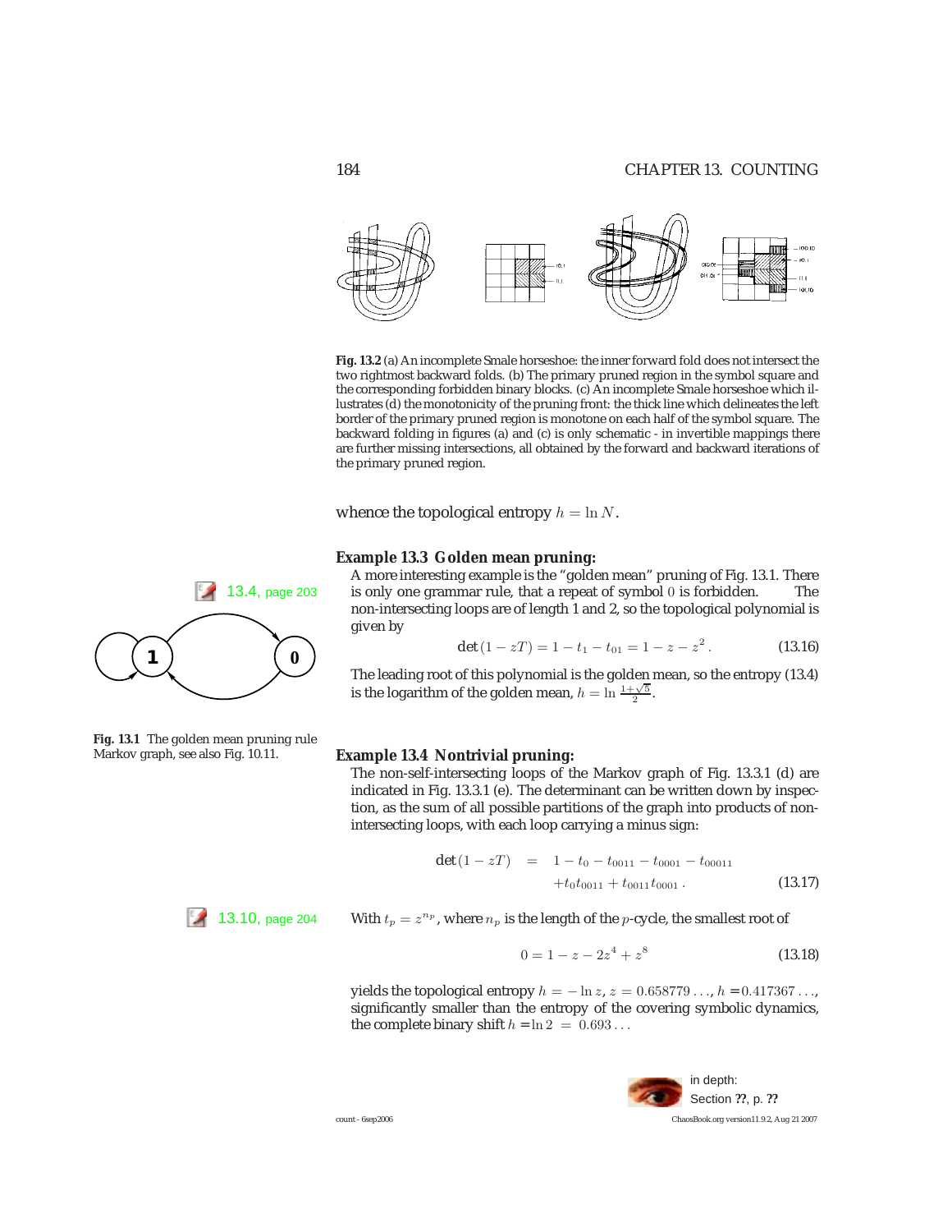**Fig. 13.2** (a) An incomplete Smale horseshoe: the inner forward fold does not intersect the two rightmost backward folds. (b) The primary pruned region in the symbol square and the corresponding forbidden binary blocks. (c) An incomplete Smale horseshoe which illustrates (d) the monotonicity of the pruning front: the thick line which delineates the left border of the primary pruned region is monotone on each half of the symbol square. The backward folding in figures (a) and (c) is only schematic - in invertible mappings there are further missing intersections, all obtained by the forward and backward iterations of the primary pruned region.

whence the topological entropy $h = \ln N$.

**Example 13.3 Golden mean pruning:**

A more interesting example is the "golden mean" pruning of Fig. 13.1. There is only one grammar rule, that a repeat of symbol $0$ is forbidden. The non-intersecting loops are of length 1 and 2, so the topological polynomial is given by

$$\det(1 - zT) = 1 - t_1 - t_{01} = 1 - z - z^2 . \tag{13.16}$$

The leading root of this polynomial is the golden mean, so the entropy (13.4) is the logarithm of the golden mean, $h = \ln \frac{1+\sqrt{5}}{2}$.

13.4, page 203

**Fig. 13.1** The golden mean pruning rule Markov graph, see also Fig. 10.11.

**Example 13.4 Nontrivial pruning:**

The non-self-intersecting loops of the Markov graph of Fig. 13.3.1 (d) are indicated in Fig. 13.3.1 (e). The determinant can be written down by inspection, as the sum of all possible partitions of the graph into products of non-intersecting loops, with each loop carrying a minus sign:

$$\begin{aligned}\det(1 - zT) &= 1 - t_0 - t_{0011} - t_{0001} - t_{00011} \\ &\quad + t_0 t_{0011} + t_{0011} t_{0001} .\end{aligned} \tag{13.17}$$

13.10, page 204

With $t_p = z^{n_p}$, where $n_p$ is the length of the $p$-cycle, the smallest root of

$$0 = 1 - z - 2z^4 + z^8 \tag{13.18}$$

yields the topological entropy $h = -\ln z$, $z = 0.658779\ldots$, $h = 0.417367\ldots$, significantly smaller than the entropy of the covering symbolic dynamics, the complete binary shift $h = \ln 2 = 0.693\ldots$

in depth:
Section **??**, p. **??**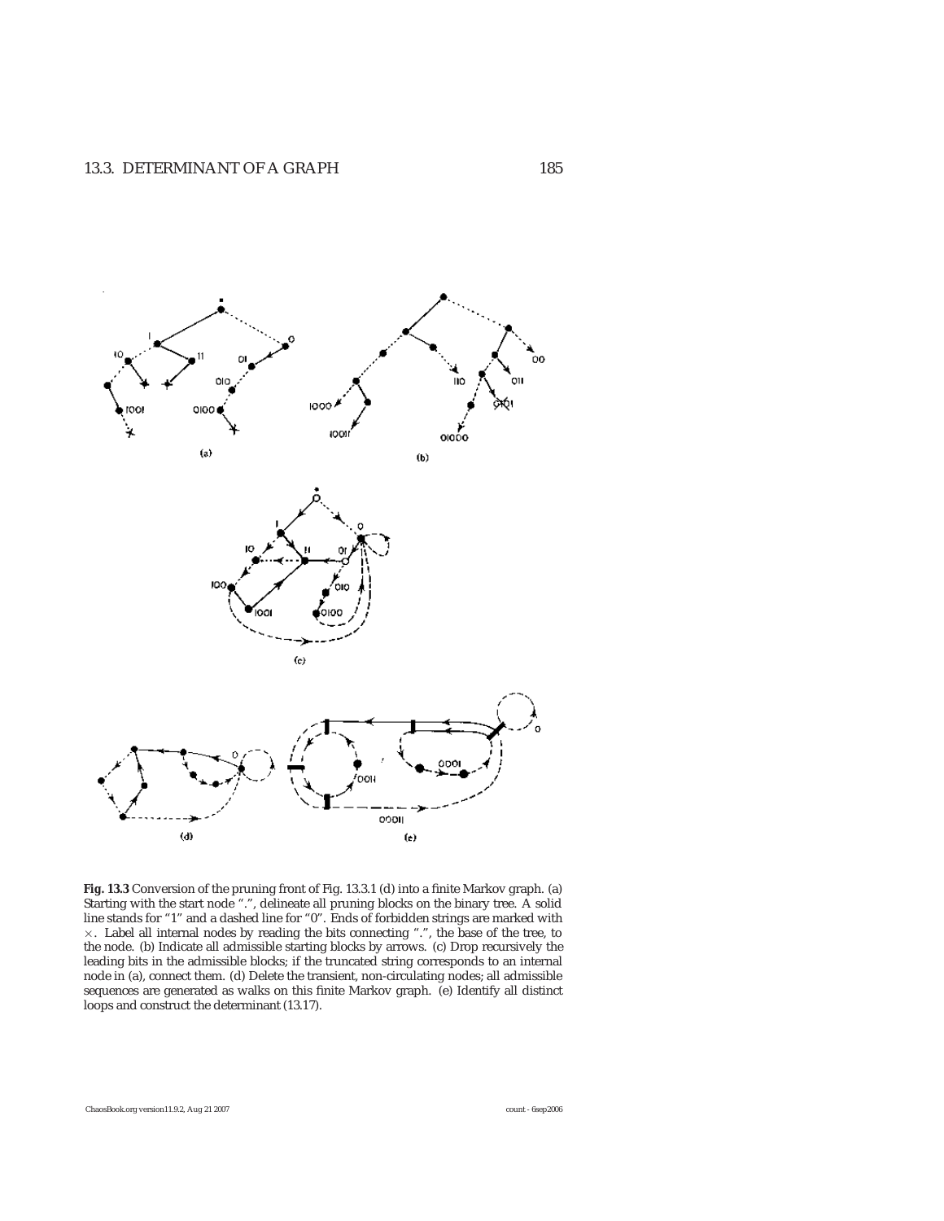**Fig. 13.3** Conversion of the pruning front of Fig. 13.3.1 (d) into a finite Markov graph. (a) Starting with the start node ".", delineate all pruning blocks on the binary tree. A solid line stands for "1" and a dashed line for "0". Ends of forbidden strings are marked with ×. Label all internal nodes by reading the bits connecting ".", the base of the tree, to the node. (b) Indicate all admissible starting blocks by arrows. (c) Drop recursively the leading bits in the admissible blocks; if the truncated string corresponds to an internal node in (a), connect them. (d) Delete the transient, non-circulating nodes; all admissible sequences are generated as walks on this finite Markov graph. (e) Identify all distinct loops and construct the determinant (13.17).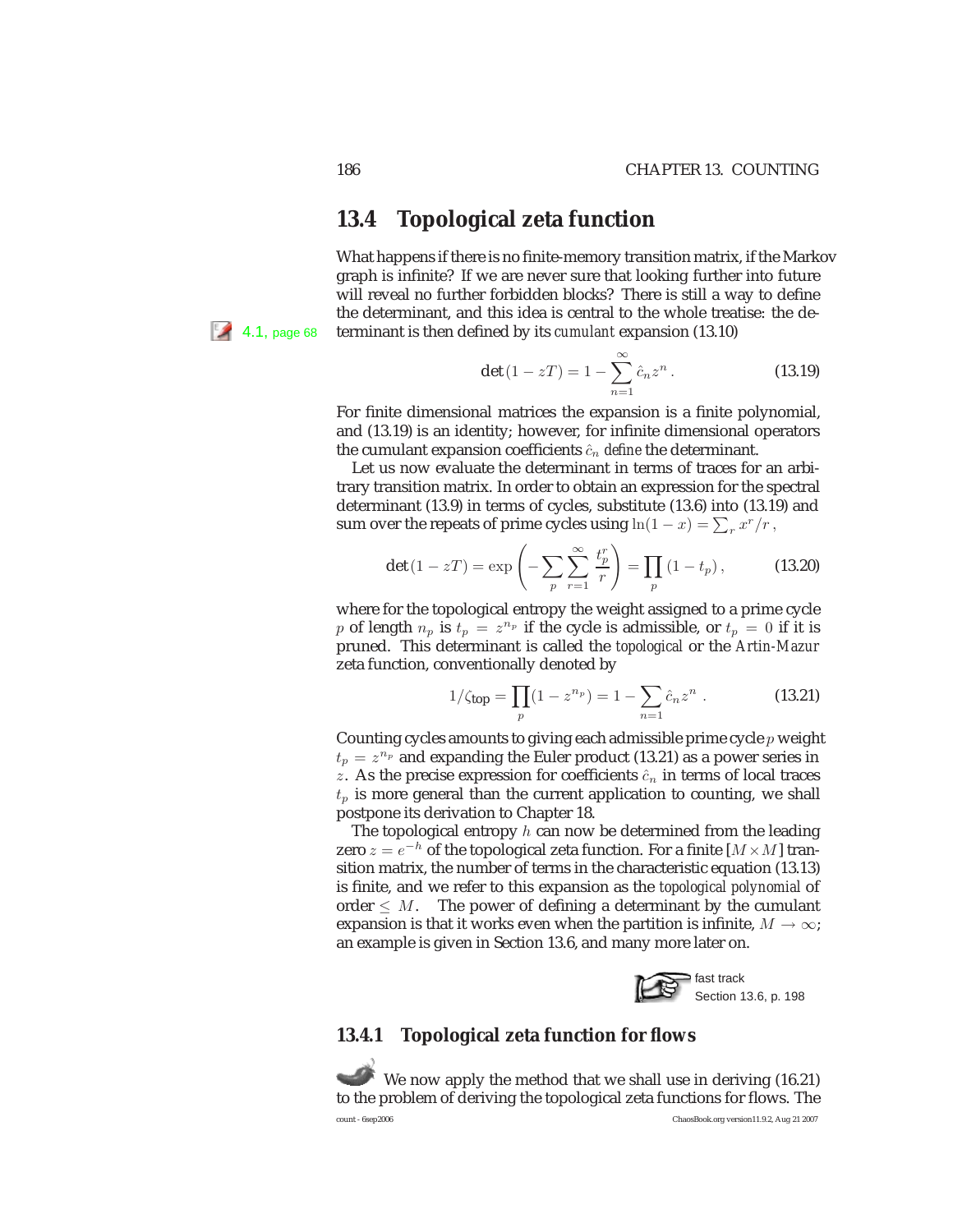## 13.4 Topological zeta function

What happens if there is no finite-memory transition matrix, if the Markov graph is infinite? If we are never sure that looking further into future will reveal no further forbidden blocks? There is still a way to define the determinant, and this idea is central to the whole treatise: the determinant is then defined by its *cumulant* expansion (13.10)

4.1, page 68

$$\det(1 - zT) = 1 - \sum_{n=1}^{\infty} \hat{c}_n z^n . \tag{13.19}$$

For finite dimensional matrices the expansion is a finite polynomial, and (13.19) is an identity; however, for infinite dimensional operators the cumulant expansion coefficients $\hat{c}_n$ *define* the determinant.

Let us now evaluate the determinant in terms of traces for an arbitrary transition matrix. In order to obtain an expression for the spectral determinant (13.9) in terms of cycles, substitute (13.6) into (13.19) and sum over the repeats of prime cycles using $\ln(1-x) = \sum_r x^r/r$ ,

$$\det(1 - zT) = \exp\left(-\sum_p \sum_{r=1}^{\infty} \frac{t_p^r}{r}\right) = \prod_p (1 - t_p) , \tag{13.20}$$

where for the topological entropy the weight assigned to a prime cycle $p$ of length $n_p$ is $t_p = z^{n_p}$ if the cycle is admissible, or $t_p = 0$ if it is pruned. This determinant is called the *topological* or the *Artin-Mazur* zeta function, conventionally denoted by

$$1/\zeta_{\text{top}} = \prod_p (1 - z^{n_p}) = 1 - \sum_{n=1} \hat{c}_n z^n . \tag{13.21}$$

Counting cycles amounts to giving each admissible prime cycle $p$ weight $t_p = z^{n_p}$ and expanding the Euler product (13.21) as a power series in $z$. As the precise expression for coefficients $\hat{c}_n$ in terms of local traces $t_p$ is more general than the current application to counting, we shall postpone its derivation to Chapter 18.

The topological entropy $h$ can now be determined from the leading zero $z = e^{-h}$ of the topological zeta function. For a finite $[M \times M]$ transition matrix, the number of terms in the characteristic equation (13.13) is finite, and we refer to this expansion as the *topological polynomial* of order $\leq M$. The power of defining a determinant by the cumulant expansion is that it works even when the partition is infinite, $M \to \infty$; an example is given in Section 13.6, and many more later on.

fast track
Section 13.6, p. 198

### 13.4.1 Topological zeta function for flows

We now apply the method that we shall use in deriving (16.21) to the problem of deriving the topological zeta functions for flows. The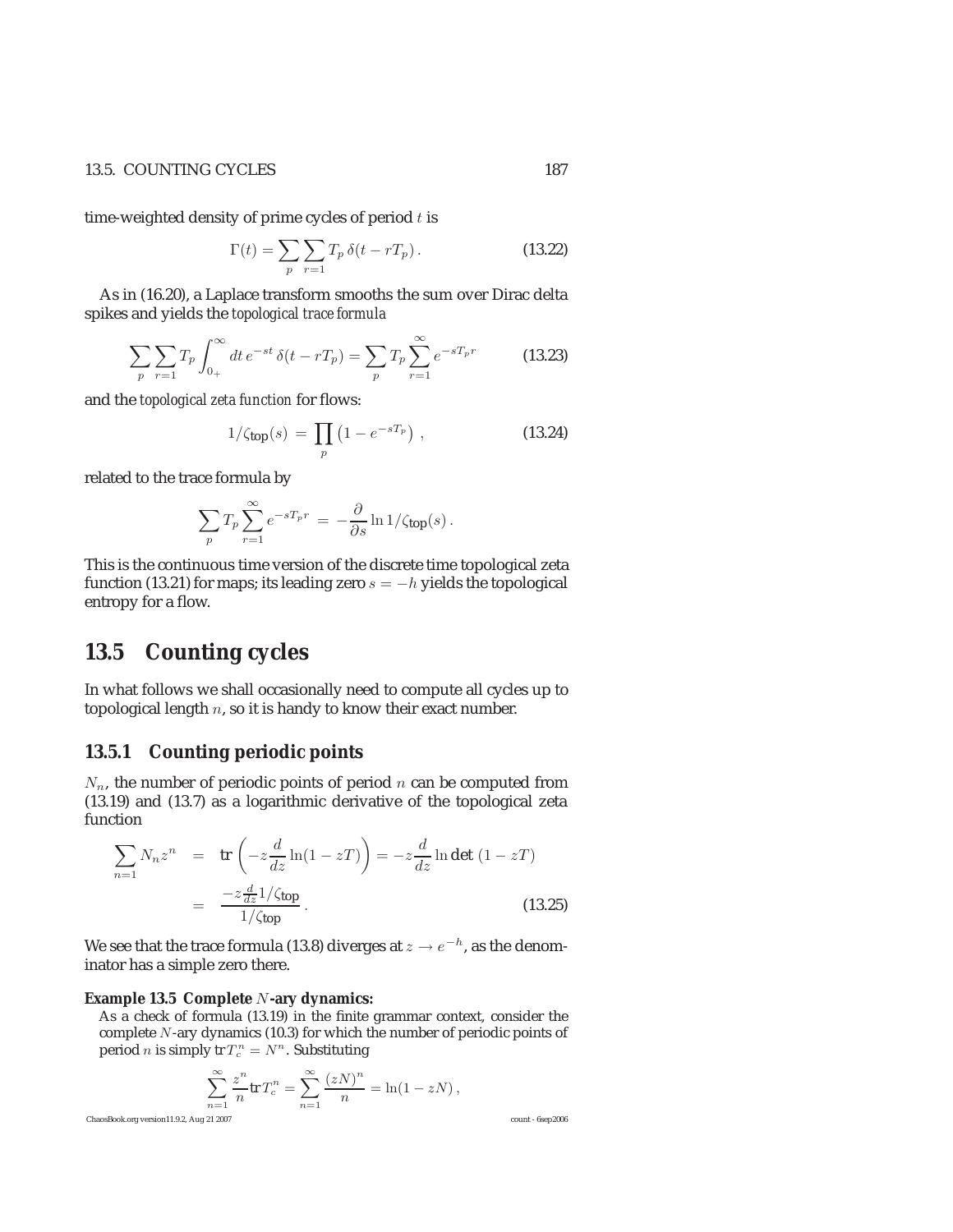time-weighted density of prime cycles of period $t$ is

$$\Gamma(t) = \sum_p \sum_{r=1} T_p \, \delta(t - rT_p) \,. \tag{13.22}$$

As in (16.20), a Laplace transform smooths the sum over Dirac delta spikes and yields the *topological trace formula*

$$\sum_p \sum_{r=1} T_p \int_{0_+}^{\infty} dt \, e^{-st} \, \delta(t - rT_p) = \sum_p T_p \sum_{r=1}^{\infty} e^{-sT_p r} \tag{13.23}$$

and the *topological zeta function* for flows:

$$1/\zeta_{\text{top}}(s) \, = \, \prod_p \left(1 - e^{-sT_p}\right) \,, \tag{13.24}$$

related to the trace formula by

$$\sum_p T_p \sum_{r=1}^{\infty} e^{-sT_p r} \, = \, -\frac{\partial}{\partial s} \ln 1/\zeta_{\text{top}}(s) \,.$$

This is the continuous time version of the discrete time topological zeta function (13.21) for maps; its leading zero $s = -h$ yields the topological entropy for a flow.

## 13.5 Counting cycles

In what follows we shall occasionally need to compute all cycles up to topological length $n$, so it is handy to know their exact number.

### 13.5.1 Counting periodic points

$N_n$, the number of periodic points of period $n$ can be computed from (13.19) and (13.7) as a logarithmic derivative of the topological zeta function

$$\begin{aligned}
\sum_{n=1} N_n z^n &= \text{tr}\left(-z\frac{d}{dz}\ln(1-zT)\right) = -z\frac{d}{dz}\ln \det\,(1-zT) \\
&= \frac{-z\frac{d}{dz}1/\zeta_{\text{top}}}{1/\zeta_{\text{top}}} \,.
\end{aligned} \tag{13.25}$$

We see that the trace formula (13.8) diverges at $z \to e^{-h}$, as the denominator has a simple zero there.

**Example 13.5 Complete $N$-ary dynamics:**
As a check of formula (13.19) in the finite grammar context, consider the complete $N$-ary dynamics (10.3) for which the number of periodic points of period $n$ is simply $\text{tr}\, T_c^n = N^n$. Substituting

$$\sum_{n=1}^{\infty} \frac{z^n}{n} \text{tr}\, T_c^n = \sum_{n=1}^{\infty} \frac{(zN)^n}{n} = \ln(1 - zN) \,,$$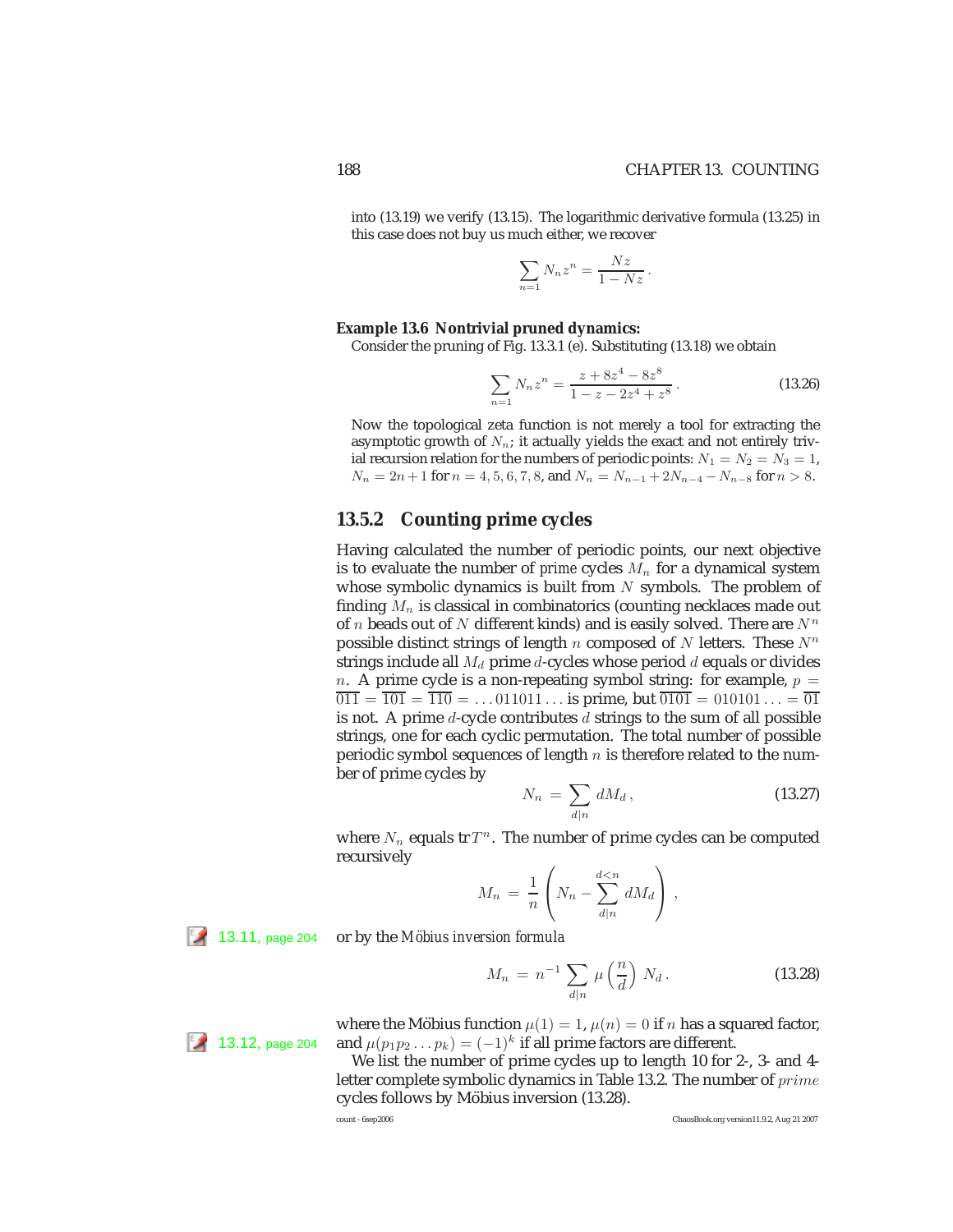into (13.19) we verify (13.15). The logarithmic derivative formula (13.25) in this case does not buy us much either, we recover

$$\sum_{n=1} N_n z^n = \frac{Nz}{1 - Nz} \,.$$

**Example 13.6 Nontrivial pruned dynamics:**

Consider the pruning of Fig. 13.3.1 (e). Substituting (13.18) we obtain

$$\sum_{n=1} N_n z^n = \frac{z + 8z^4 - 8z^8}{1 - z - 2z^4 + z^8} \,. \tag{13.26}$$

Now the topological zeta function is not merely a tool for extracting the asymptotic growth of $N_n$; it actually yields the exact and not entirely trivial recursion relation for the numbers of periodic points: $N_1 = N_2 = N_3 = 1$, $N_n = 2n + 1$ for $n = 4, 5, 6, 7, 8$, and $N_n = N_{n-1} + 2N_{n-4} - N_{n-8}$ for $n > 8$.

### 13.5.2 Counting prime cycles

Having calculated the number of periodic points, our next objective is to evaluate the number of *prime* cycles $M_n$ for a dynamical system whose symbolic dynamics is built from $N$ symbols. The problem of finding $M_n$ is classical in combinatorics (counting necklaces made out of $n$ beads out of $N$ different kinds) and is easily solved. There are $N^n$ possible distinct strings of length $n$ composed of $N$ letters. These $N^n$ strings include all $M_d$ prime $d$-cycles whose period $d$ equals or divides $n$. A prime cycle is a non-repeating symbol string: for example, $p = \overline{011} = \overline{101} = \overline{110} = \ldots 011011 \ldots$ is prime, but $\overline{0101} = 010101 \ldots = \overline{01}$ is not. A prime $d$-cycle contributes $d$ strings to the sum of all possible strings, one for each cyclic permutation. The total number of possible periodic symbol sequences of length $n$ is therefore related to the number of prime cycles by

$$N_n \,=\, \sum_{d|n} dM_d \,, \tag{13.27}$$

where $N_n$ equals $\mathrm{tr}\, T^n$. The number of prime cycles can be computed recursively

$$M_n \,=\, \frac{1}{n}\left( N_n - \sum_{d|n}^{d<n} dM_d \right) \,,$$

13.11, page 204

or by the *Möbius inversion formula*

$$M_n \,=\, n^{-1} \sum_{d|n} \mu\left(\frac{n}{d}\right) N_d \,. \tag{13.28}$$

13.12, page 204

where the Möbius function $\mu(1) = 1$, $\mu(n) = 0$ if $n$ has a squared factor, and $\mu(p_1 p_2 \ldots p_k) = (-1)^k$ if all prime factors are different.

We list the number of prime cycles up to length 10 for 2-, 3- and 4-letter complete symbolic dynamics in Table 13.2. The number of $prime$ cycles follows by Möbius inversion (13.28).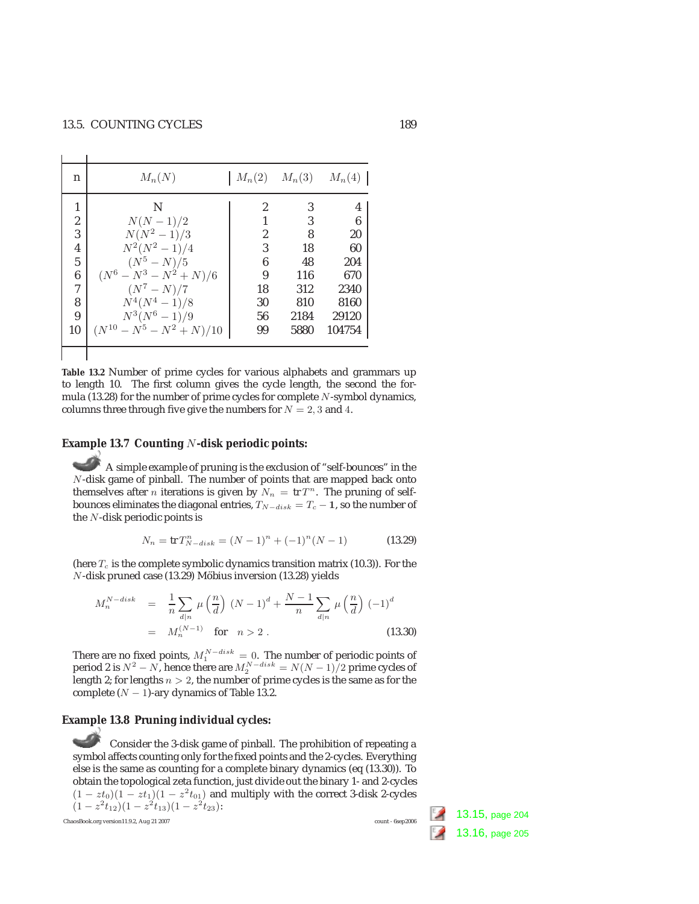| n | $M_n(N)$ | $M_n(2)$ | $M_n(3)$ | $M_n(4)$ |
|---|---|---|---|---|
| 1 | N | 2 | 3 | 4 |
| 2 | $N(N-1)/2$ | 1 | 3 | 6 |
| 3 | $N(N^2-1)/3$ | 2 | 8 | 20 |
| 4 | $N^2(N^2-1)/4$ | 3 | 18 | 60 |
| 5 | $(N^5-N)/5$ | 6 | 48 | 204 |
| 6 | $(N^6-N^3-N^2+N)/6$ | 9 | 116 | 670 |
| 7 | $(N^7-N)/7$ | 18 | 312 | 2340 |
| 8 | $N^4(N^4-1)/8$ | 30 | 810 | 8160 |
| 9 | $N^3(N^6-1)/9$ | 56 | 2184 | 29120 |
| 10 | $(N^{10}-N^5-N^2+N)/10$ | 99 | 5880 | 104754 |

**Table 13.2** Number of prime cycles for various alphabets and grammars up to length 10. The first column gives the cycle length, the second the formula (13.28) for the number of prime cycles for complete $N$-symbol dynamics, columns three through five give the numbers for $N = 2, 3$ and $4$.

### Example 13.7 Counting $N$-disk periodic points:

A simple example of pruning is the exclusion of "self-bounces" in the $N$-disk game of pinball. The number of points that are mapped back onto themselves after $n$ iterations is given by $N_n = \text{tr}\, T^n$. The pruning of self-bounces eliminates the diagonal entries, $T_{N-disk} = T_c - \mathbf{1}$, so the number of the $N$-disk periodic points is

$$N_n = \text{tr}\, T^n_{N-disk} = (N-1)^n + (-1)^n(N-1) \tag{13.29}$$

(here $T_c$ is the complete symbolic dynamics transition matrix (10.3)). For the $N$-disk pruned case (13.29) Möbius inversion (13.28) yields

$$\begin{aligned} M_n^{N-disk} &= \frac{1}{n}\sum_{d|n} \mu\left(\frac{n}{d}\right)\,(N-1)^d + \frac{N-1}{n}\sum_{d|n} \mu\left(\frac{n}{d}\right)\,(-1)^d \\ &= M_n^{(N-1)} \quad \text{for} \quad n > 2\,. \end{aligned} \tag{13.30}$$

There are no fixed points, $M_1^{N-disk} = 0$. The number of periodic points of period 2 is $N^2 - N$, hence there are $M_2^{N-disk} = N(N-1)/2$ prime cycles of length 2; for lengths $n > 2$, the number of prime cycles is the same as for the complete $(N-1)$-ary dynamics of Table 13.2.

### Example 13.8 Pruning individual cycles:

Consider the 3-disk game of pinball. The prohibition of repeating a symbol affects counting only for the fixed points and the 2-cycles. Everything else is the same as counting for a complete binary dynamics (eq (13.30)). To obtain the topological zeta function, just divide out the binary 1- and 2-cycles $(1 - zt_0)(1 - zt_1)(1 - z^2t_{01})$ and multiply with the correct 3-disk 2-cycles $(1 - z^2t_{12})(1 - z^2t_{13})(1 - z^2t_{23})$:

13.15, page 204

13.16, page 205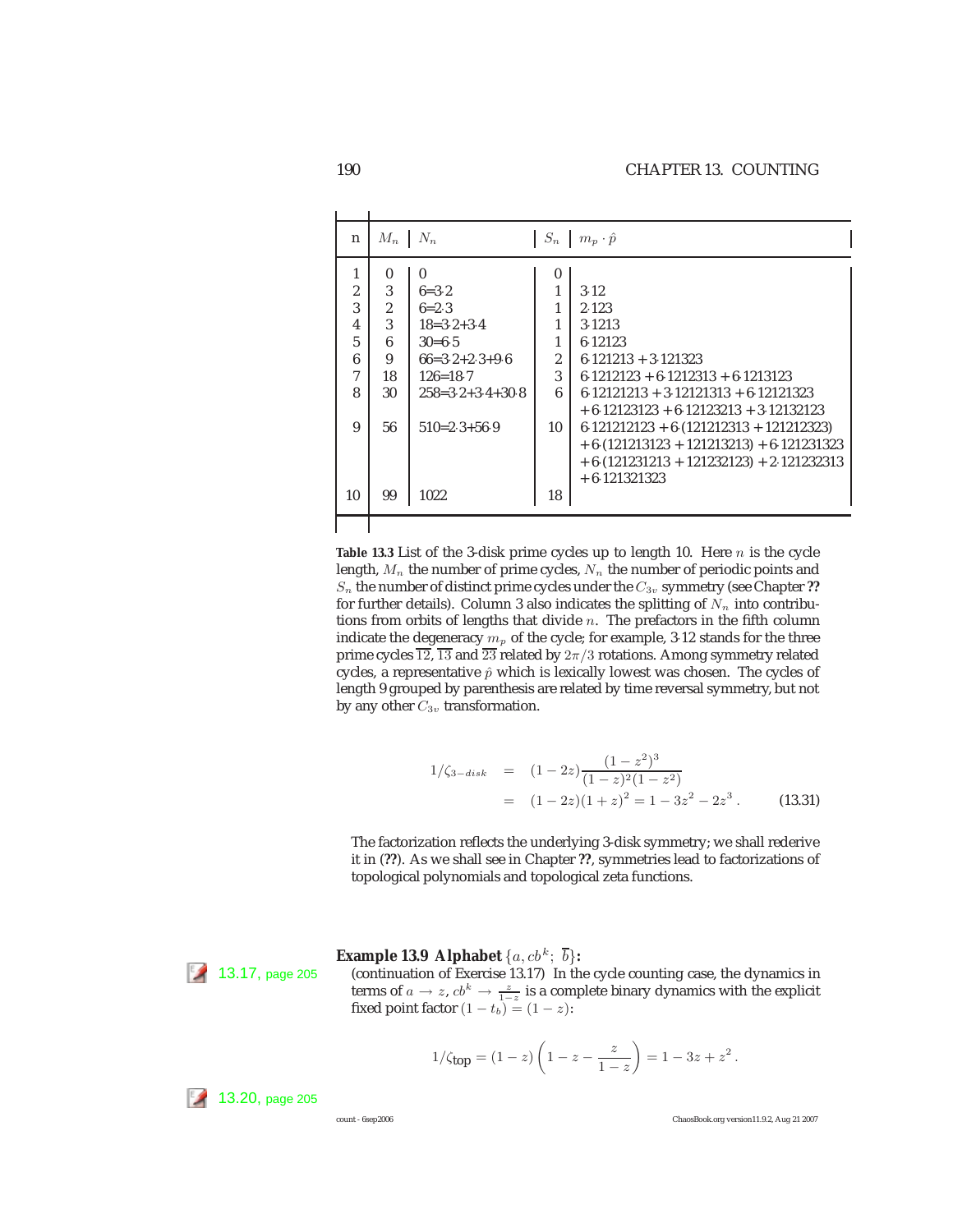| n | $M_n$ | $N_n$ | $S_n$ | $m_p \cdot \hat{p}$ |
|---|---|---|---|---|
| 1 | 0 | 0 | 0 | |
| 2 | 3 | 6=3·2 | 1 | 3·12 |
| 3 | 2 | 6=2·3 | 1 | 2·123 |
| 4 | 3 | 18=3·2+3·4 | 1 | 3·1213 |
| 5 | 6 | 30=6·5 | 1 | 6·12123 |
| 6 | 9 | 66=3·2+2·3+9·6 | 2 | 6·121213 + 3·121323 |
| 7 | 18 | 126=18·7 | 3 | 6·1212123 + 6·1212313 + 6·1213123 |
| 8 | 30 | 258=3·2+3·4+30·8 | 6 | 6·12121213 + 3·12121313 + 6·12121323 + 6·12123123 + 6·12123213 + 3·12132123 |
| 9 | 56 | 510=2·3+56·9 | 10 | 6·121212123 + 6·(121212313 + 121212323) + 6·(121213123 + 121213213) + 6·121231323 + 6·(121231213 + 121232123) + 2·121232313 + 6·121321323 |
| 10 | 99 | 1022 | 18 | |

**Table 13.3** List of the 3-disk prime cycles up to length 10. Here $n$ is the cycle length, $M_n$ the number of prime cycles, $N_n$ the number of periodic points and $S_n$ the number of distinct prime cycles under the $C_{3v}$ symmetry (see Chapter **??** for further details). Column 3 also indicates the splitting of $N_n$ into contributions from orbits of lengths that divide $n$. The prefactors in the fifth column indicate the degeneracy $m_p$ of the cycle; for example, 3·12 stands for the three prime cycles $\overline{12}$, $\overline{13}$ and $\overline{23}$ related by $2\pi/3$ rotations. Among symmetry related cycles, a representative $\hat{p}$ which is lexically lowest was chosen. The cycles of length 9 grouped by parenthesis are related by time reversal symmetry, but not by any other $C_{3v}$ transformation.

$$
\begin{aligned}
1/\zeta_{3-disk} &= (1-2z)\frac{(1-z^2)^3}{(1-z)^2(1-z^2)} \\
&= (1-2z)(1+z)^2 = 1 - 3z^2 - 2z^3 \,. \qquad (13.31)
\end{aligned}
$$

The factorization reflects the underlying 3-disk symmetry; we shall rederive it in (**??**). As we shall see in Chapter **??**, symmetries lead to factorizations of topological polynomials and topological zeta functions.

13.17, page 205

**Example 13.9 Alphabet $\{a, cb^k;\ \overline{b}\}$:**
(continuation of Exercise 13.17) In the cycle counting case, the dynamics in terms of $a \to z$, $cb^k \to \frac{z}{1-z}$ is a complete binary dynamics with the explicit fixed point factor $(1-t_b) = (1-z)$:

$$
1/\zeta_{\mathrm{top}} = (1-z)\left(1 - z - \frac{z}{1-z}\right) = 1 - 3z + z^2 \,.
$$

13.20, page 205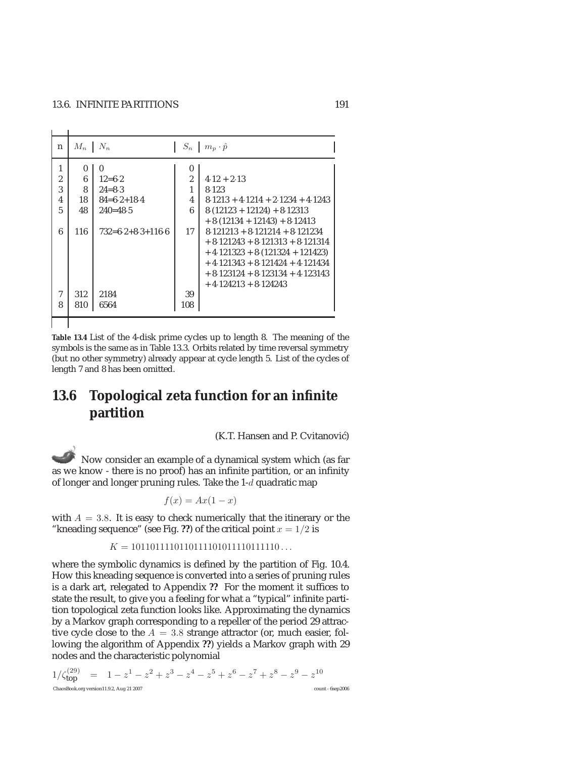| n | $M_n$ | $N_n$ | $S_n$ | $m_p \cdot \hat{p}$ |
|---|---|---|---|---|
| 1 | 0 | 0 | 0 | |
| 2 | 6 | 12=6·2 | 2 | 4·12 + 2·13 |
| 3 | 8 | 24=8·3 | 1 | 8·123 |
| 4 | 18 | 84=6·2+18·4 | 4 | 8·1213 + 4·1214 + 2·1234 + 4·1243 |
| 5 | 48 | 240=48·5 | 6 | 8·(12123 + 12124) + 8·12313 + 8·(12134 + 12143) + 8·12413 |
| 6 | 116 | 732=6·2+8·3+116·6 | 17 | 8·121213 + 8·121214 + 8·121234 + 8·121243 + 8·121313 + 8·121314 + 4·121323 + 8·(121324 + 121423) + 4·121343 + 8·121424 + 4·121434 + 8·123124 + 8·123134 + 4·123143 + 4·124213 + 8·124243 |
| 7 | 312 | 2184 | 39 | |
| 8 | 810 | 6564 | 108 | |

**Table 13.4** List of the 4-disk prime cycles up to length 8. The meaning of the symbols is the same as in Table 13.3. Orbits related by time reversal symmetry (but no other symmetry) already appear at cycle length 5. List of the cycles of length 7 and 8 has been omitted.

## 13.6 Topological zeta function for an infinite partition

(K.T. Hansen and P. Cvitanović)

Now consider an example of a dynamical system which (as far as we know - there is no proof) has an infinite partition, or an infinity of longer and longer pruning rules. Take the 1-$d$ quadratic map

$$f(x) = Ax(1 - x)$$

with $A = 3.8$. It is easy to check numerically that the itinerary or the "kneading sequence" (see Fig. **??**) of the critical point $x = 1/2$ is

$$K = 1011011110110111101011110111110\dots$$

where the symbolic dynamics is defined by the partition of Fig. 10.4. How this kneading sequence is converted into a series of pruning rules is a dark art, relegated to Appendix **??** For the moment it suffices to state the result, to give you a feeling for what a "typical" infinite partition topological zeta function looks like. Approximating the dynamics by a Markov graph corresponding to a repeller of the period 29 attractive cycle close to the $A = 3.8$ strange attractor (or, much easier, following the algorithm of Appendix **??**) yields a Markov graph with 29 nodes and the characteristic polynomial

$$1/\zeta_{\text{top}}^{(29)} \quad = \quad 1 - z^1 - z^2 + z^3 - z^4 - z^5 + z^6 - z^7 + z^8 - z^9 - z^{10}$$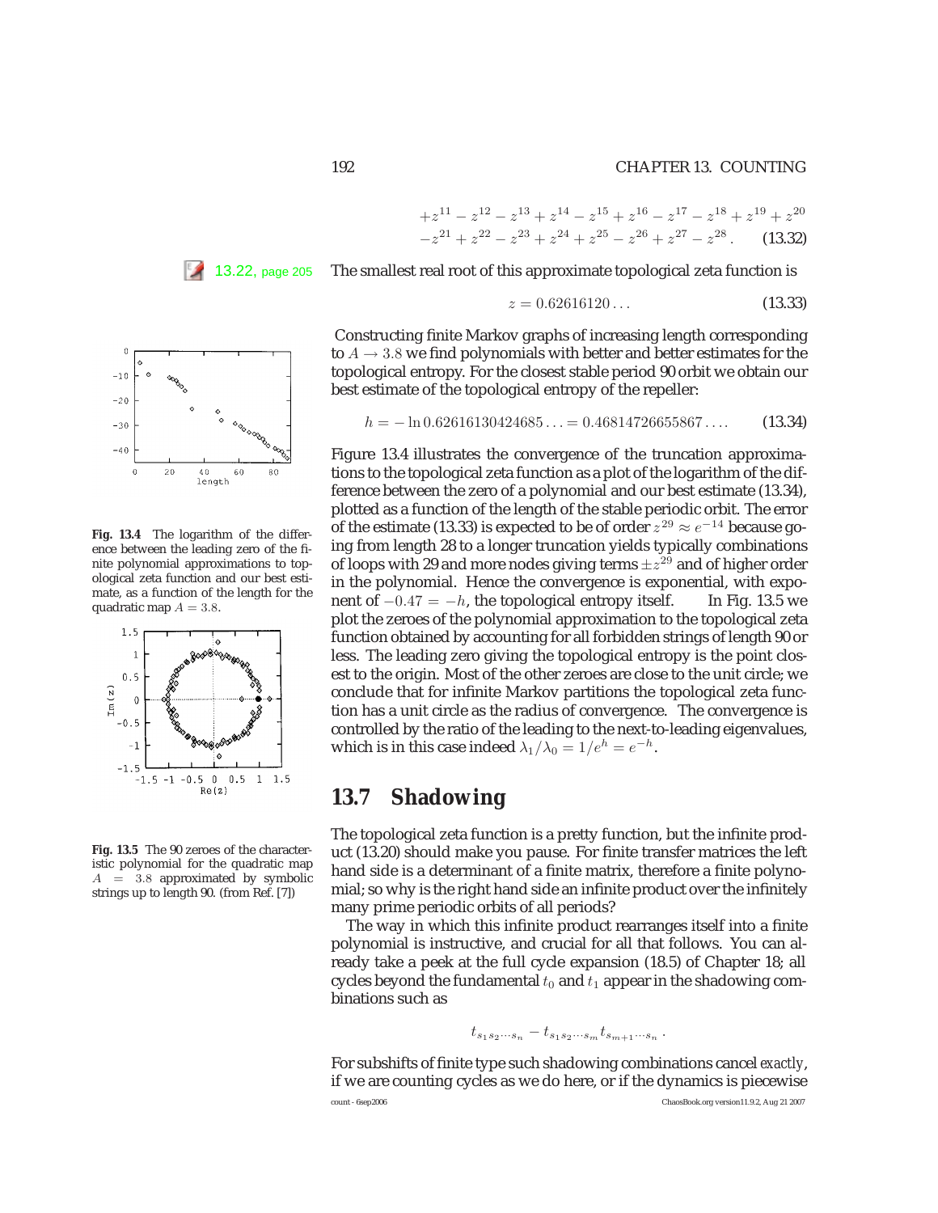$$+z^{11} - z^{12} - z^{13} + z^{14} - z^{15} + z^{16} - z^{17} - z^{18} + z^{19} + z^{20}$$
$$-z^{21} + z^{22} - z^{23} + z^{24} + z^{25} - z^{26} + z^{27} - z^{28} . \qquad (13.32)$$

13.22, page 205

The smallest real root of this approximate topological zeta function is

$$z = 0.62616120\ldots \qquad (13.33)$$

Constructing finite Markov graphs of increasing length corresponding to $A \to 3.8$ we find polynomials with better and better estimates for the topological entropy. For the closest stable period 90 orbit we obtain our best estimate of the topological entropy of the repeller:

$$h = -\ln 0.62616130424685\ldots = 0.46814726655867\ldots . \qquad (13.34)$$

Figure 13.4 illustrates the convergence of the truncation approximations to the topological zeta function as a plot of the logarithm of the difference between the zero of a polynomial and our best estimate (13.34), plotted as a function of the length of the stable periodic orbit. The error of the estimate (13.33) is expected to be of order $z^{29} \approx e^{-14}$ because going from length 28 to a longer truncation yields typically combinations of loops with 29 and more nodes giving terms $\pm z^{29}$ and of higher order in the polynomial. Hence the convergence is exponential, with exponent of $-0.47 = -h$, the topological entropy itself. In Fig. 13.5 we plot the zeroes of the polynomial approximation to the topological zeta function obtained by accounting for all forbidden strings of length 90 or less. The leading zero giving the topological entropy is the point closest to the origin. Most of the other zeroes are close to the unit circle; we conclude that for infinite Markov partitions the topological zeta function has a unit circle as the radius of convergence. The convergence is controlled by the ratio of the leading to the next-to-leading eigenvalues, which is in this case indeed $\lambda_1/\lambda_0 = 1/e^h = e^{-h}$.

**Fig. 13.4** The logarithm of the difference between the leading zero of the finite polynomial approximations to topological zeta function and our best estimate, as a function of the length for the quadratic map $A = 3.8$.

**Fig. 13.5** The 90 zeroes of the characteristic polynomial for the quadratic map $A = 3.8$ approximated by symbolic strings up to length 90. (from Ref. [7])

## 13.7 Shadowing

The topological zeta function is a pretty function, but the infinite product (13.20) should make you pause. For finite transfer matrices the left hand side is a determinant of a finite matrix, therefore a finite polynomial; so why is the right hand side an infinite product over the infinitely many prime periodic orbits of all periods?

The way in which this infinite product rearranges itself into a finite polynomial is instructive, and crucial for all that follows. You can already take a peek at the full cycle expansion (18.5) of Chapter 18; all cycles beyond the fundamental $t_0$ and $t_1$ appear in the shadowing combinations such as

$$t_{s_1 s_2 \cdots s_n} - t_{s_1 s_2 \cdots s_m} t_{s_{m+1} \cdots s_n} .$$

For subshifts of finite type such shadowing combinations cancel *exactly*, if we are counting cycles as we do here, or if the dynamics is piecewise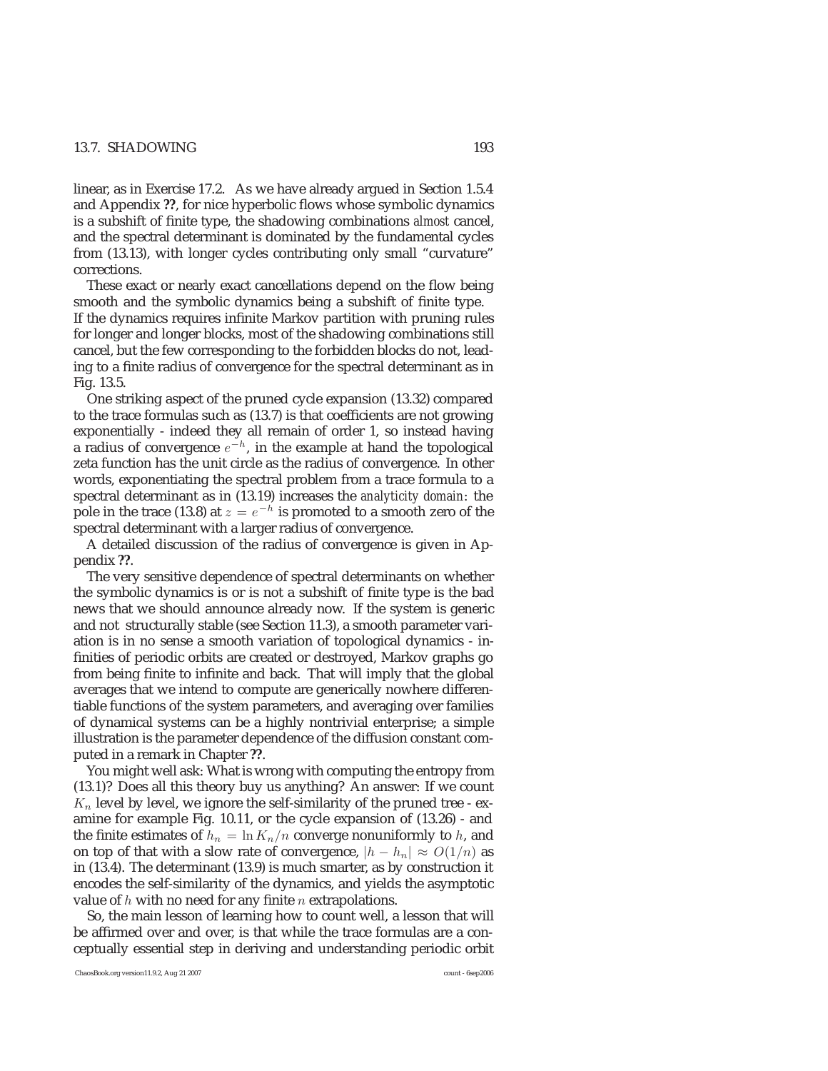linear, as in Exercise 17.2. As we have already argued in Section 1.5.4 and Appendix **??**, for nice hyperbolic flows whose symbolic dynamics is a subshift of finite type, the shadowing combinations *almost* cancel, and the spectral determinant is dominated by the fundamental cycles from (13.13), with longer cycles contributing only small "curvature" corrections.

These exact or nearly exact cancellations depend on the flow being smooth and the symbolic dynamics being a subshift of finite type. If the dynamics requires infinite Markov partition with pruning rules for longer and longer blocks, most of the shadowing combinations still cancel, but the few corresponding to the forbidden blocks do not, leading to a finite radius of convergence for the spectral determinant as in Fig. 13.5.

One striking aspect of the pruned cycle expansion (13.32) compared to the trace formulas such as (13.7) is that coefficients are not growing exponentially - indeed they all remain of order 1, so instead having a radius of convergence $e^{-h}$, in the example at hand the topological zeta function has the unit circle as the radius of convergence. In other words, exponentiating the spectral problem from a trace formula to a spectral determinant as in (13.19) increases the *analyticity domain*: the pole in the trace (13.8) at $z = e^{-h}$ is promoted to a smooth zero of the spectral determinant with a larger radius of convergence.

A detailed discussion of the radius of convergence is given in Appendix **??**.

The very sensitive dependence of spectral determinants on whether the symbolic dynamics is or is not a subshift of finite type is the bad news that we should announce already now. If the system is generic and not structurally stable (see Section 11.3), a smooth parameter variation is in no sense a smooth variation of topological dynamics - infinities of periodic orbits are created or destroyed, Markov graphs go from being finite to infinite and back. That will imply that the global averages that we intend to compute are generically nowhere differentiable functions of the system parameters, and averaging over families of dynamical systems can be a highly nontrivial enterprise; a simple illustration is the parameter dependence of the diffusion constant computed in a remark in Chapter **??**.

You might well ask: What is wrong with computing the entropy from (13.1)? Does all this theory buy us anything? An answer: If we count $K_n$ level by level, we ignore the self-similarity of the pruned tree - examine for example Fig. 10.11, or the cycle expansion of (13.26) - and the finite estimates of $h_n = \ln K_n/n$ converge nonuniformly to $h$, and on top of that with a slow rate of convergence, $|h - h_n| \approx O(1/n)$ as in (13.4). The determinant (13.9) is much smarter, as by construction it encodes the self-similarity of the dynamics, and yields the asymptotic value of $h$ with no need for any finite $n$ extrapolations.

So, the main lesson of learning how to count well, a lesson that will be affirmed over and over, is that while the trace formulas are a conceptually essential step in deriving and understanding periodic orbit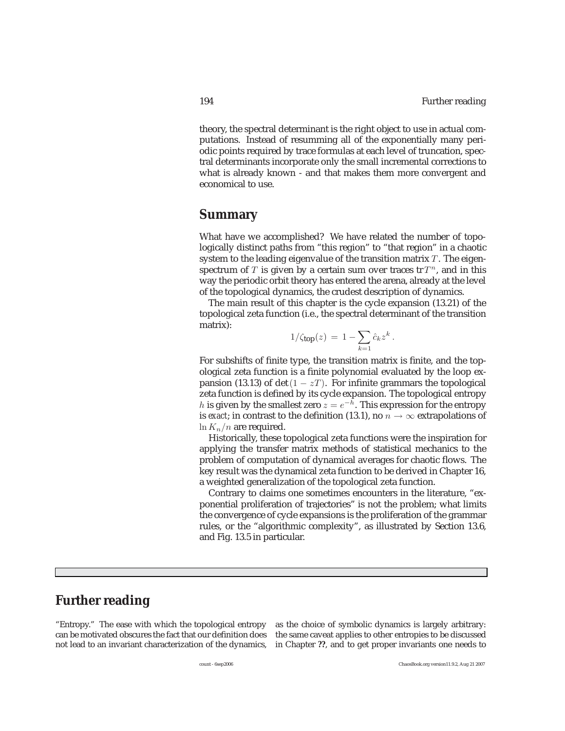theory, the spectral determinant is the right object to use in actual computations. Instead of resumming all of the exponentially many periodic points required by trace formulas at each level of truncation, spectral determinants incorporate only the small incremental corrections to what is already known - and that makes them more convergent and economical to use.

## Summary

What have we accomplished? We have related the number of topologically distinct paths from "this region" to "that region" in a chaotic system to the leading eigenvalue of the transition matrix $T$. The eigenspectrum of $T$ is given by a certain sum over traces $\mathrm{tr}\, T^n$, and in this way the periodic orbit theory has entered the arena, already at the level of the topological dynamics, the crudest description of dynamics.

The main result of this chapter is the cycle expansion (13.21) of the topological zeta function (i.e., the spectral determinant of the transition matrix):

$$1/\zeta_{\mathrm{top}}(z) \, = \, 1 - \sum_{k=1} \hat{c}_k z^k \, .$$

For subshifts of finite type, the transition matrix is finite, and the topological zeta function is a finite polynomial evaluated by the loop expansion (13.13) of $\det(1 - zT)$. For infinite grammars the topological zeta function is defined by its cycle expansion. The topological entropy $h$ is given by the smallest zero $z = e^{-h}$. This expression for the entropy is *exact*; in contrast to the definition (13.1), no $n \to \infty$ extrapolations of $\ln K_n/n$ are required.

Historically, these topological zeta functions were the inspiration for applying the transfer matrix methods of statistical mechanics to the problem of computation of dynamical averages for chaotic flows. The key result was the dynamical zeta function to be derived in Chapter 16, a weighted generalization of the topological zeta function.

Contrary to claims one sometimes encounters in the literature, "exponential proliferation of trajectories" is not the problem; what limits the convergence of cycle expansions is the proliferation of the grammar rules, or the "algorithmic complexity", as illustrated by Section 13.6, and Fig. 13.5 in particular.

## Further reading

"Entropy." The ease with which the topological entropy can be motivated obscures the fact that our definition does not lead to an invariant characterization of the dynamics, as the choice of symbolic dynamics is largely arbitrary: the same caveat applies to other entropies to be discussed in Chapter **??**, and to get proper invariants one needs to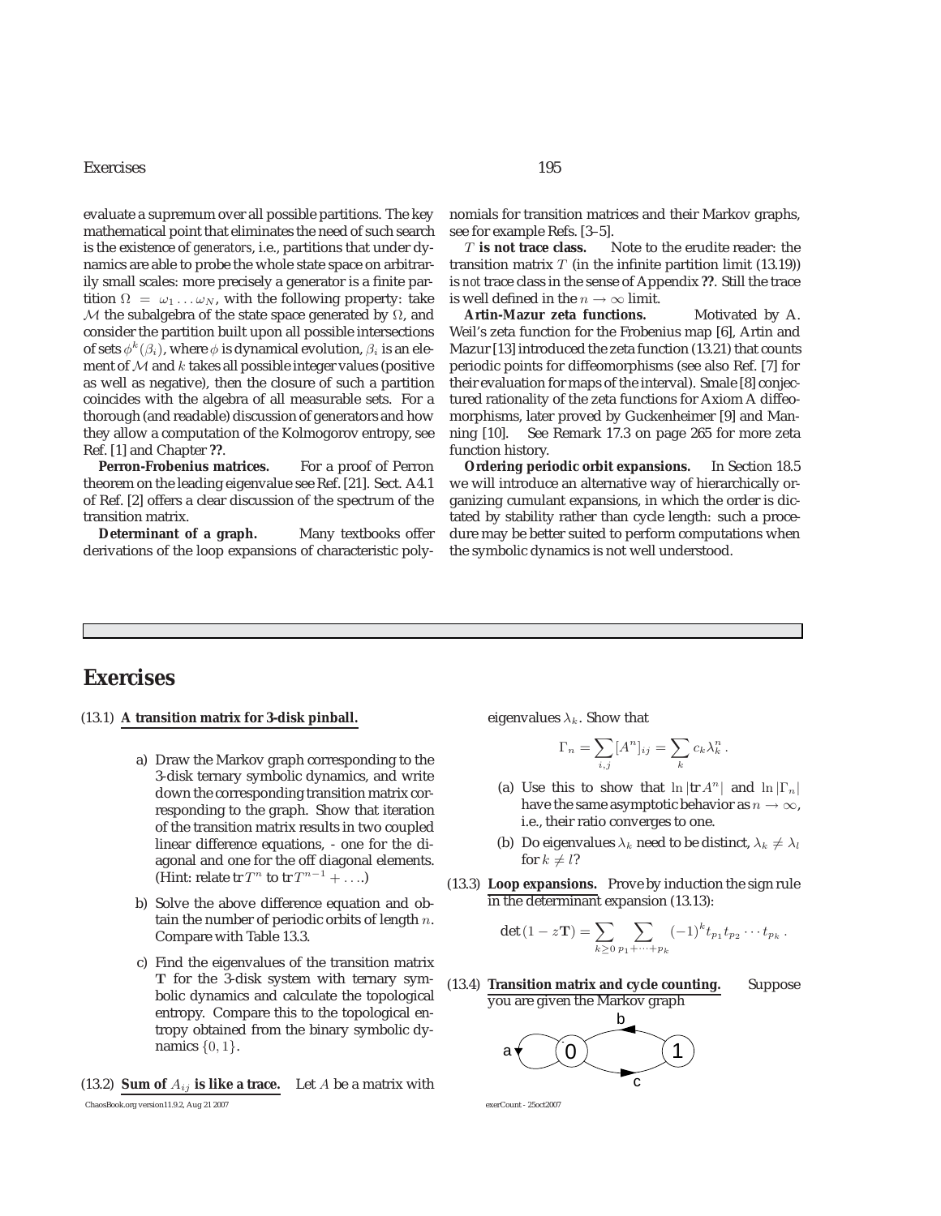evaluate a supremum over all possible partitions. The key mathematical point that eliminates the need of such search is the existence of *generators*, i.e., partitions that under dynamics are able to probe the whole state space on arbitrarily small scales: more precisely a generator is a finite partition $\Omega = \omega_1 \ldots \omega_N$, with the following property: take $\mathcal{M}$ the subalgebra of the state space generated by $\Omega$, and consider the partition built upon all possible intersections of sets $\phi^k(\beta_i)$, where $\phi$ is dynamical evolution, $\beta_i$ is an element of $\mathcal{M}$ and $k$ takes all possible integer values (positive as well as negative), then the closure of such a partition coincides with the algebra of all measurable sets. For a thorough (and readable) discussion of generators and how they allow a computation of the Kolmogorov entropy, see Ref. [1] and Chapter **??**.

**Perron-Frobenius matrices.** For a proof of Perron theorem on the leading eigenvalue see Ref. [21]. Sect. A4.1 of Ref. [2] offers a clear discussion of the spectrum of the transition matrix.

**Determinant of a graph.** Many textbooks offer derivations of the loop expansions of characteristic polynomials for transition matrices and their Markov graphs, see for example Refs. [3–5].

**$T$ is not trace class.** Note to the erudite reader: the transition matrix $T$ (in the infinite partition limit (13.19)) is *not* trace class in the sense of Appendix **??**. Still the trace is well defined in the $n \to \infty$ limit.

**Artin-Mazur zeta functions.** Motivated by A. Weil's zeta function for the Frobenius map [6], Artin and Mazur [13] introduced the zeta function (13.21) that counts periodic points for diffeomorphisms (see also Ref. [7] for their evaluation for maps of the interval). Smale [8] conjectured rationality of the zeta functions for Axiom A diffeomorphisms, later proved by Guckenheimer [9] and Manning [10]. See Remark 17.3 on page 265 for more zeta function history.

**Ordering periodic orbit expansions.** In Section 18.5 we will introduce an alternative way of hierarchically organizing cumulant expansions, in which the order is dictated by stability rather than cycle length: such a procedure may be better suited to perform computations when the symbolic dynamics is not well understood.

# Exercises

(13.1) **A transition matrix for 3-disk pinball.**

a) Draw the Markov graph corresponding to the 3-disk ternary symbolic dynamics, and write down the corresponding transition matrix corresponding to the graph. Show that iteration of the transition matrix results in two coupled linear difference equations, - one for the diagonal and one for the off diagonal elements. (Hint: relate $\mathrm{tr}\, T^n$ to $\mathrm{tr}\, T^{n-1} + \ldots$.)

b) Solve the above difference equation and obtain the number of periodic orbits of length $n$. Compare with Table 13.3.

c) Find the eigenvalues of the transition matrix $\mathbf{T}$ for the 3-disk system with ternary symbolic dynamics and calculate the topological entropy. Compare this to the topological entropy obtained from the binary symbolic dynamics $\{0, 1\}$.

(13.2) **Sum of $A_{ij}$ is like a trace.** Let $A$ be a matrix with eigenvalues $\lambda_k$. Show that

$$\Gamma_n = \sum_{i,j} [A^n]_{ij} = \sum_k c_k \lambda_k^n \,.$$

(a) Use this to show that $\ln |\mathrm{tr}\, A^n|$ and $\ln |\Gamma_n|$ have the same asymptotic behavior as $n \to \infty$, i.e., their ratio converges to one.

(b) Do eigenvalues $\lambda_k$ need to be distinct, $\lambda_k \neq \lambda_l$ for $k \neq l$?

(13.3) **Loop expansions.** Prove by induction the sign rule in the determinant expansion (13.13):

$$\det(1 - z\mathbf{T}) = \sum_{k \geq 0} \sum_{p_1 + \cdots + p_k} (-1)^k t_{p_1} t_{p_2} \cdots t_{p_k} \,.$$

(13.4) **Transition matrix and cycle counting.** Suppose you are given the Markov graph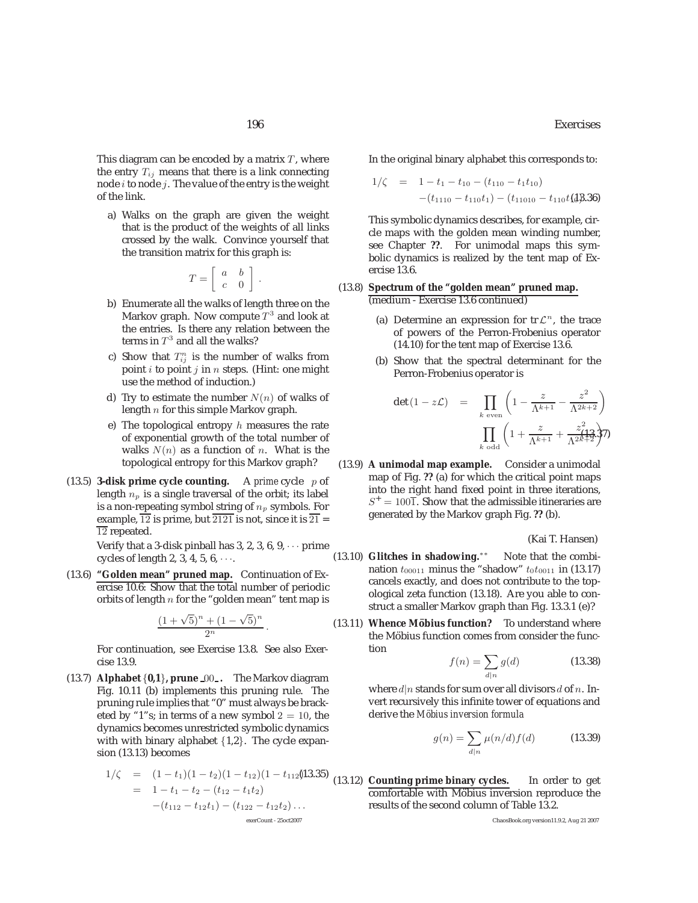This diagram can be encoded by a matrix $T$, where the entry $T_{ij}$ means that there is a link connecting node $i$ to node $j$. The value of the entry is the weight of the link.

a) Walks on the graph are given the weight that is the product of the weights of all links crossed by the walk. Convince yourself that the transition matrix for this graph is:

$$T = \left[ \begin{array}{cc} a & b \\ c & 0 \end{array} \right] .$$

b) Enumerate all the walks of length three on the Markov graph. Now compute $T^3$ and look at the entries. Is there any relation between the terms in $T^3$ and all the walks?

c) Show that $T^n_{ij}$ is the number of walks from point $i$ to point $j$ in $n$ steps. (Hint: one might use the method of induction.)

d) Try to estimate the number $N(n)$ of walks of length $n$ for this simple Markov graph.

e) The topological entropy $h$ measures the rate of exponential growth of the total number of walks $N(n)$ as a function of $n$. What is the topological entropy for this Markov graph?

(13.5) **3-disk prime cycle counting.** A *prime* cycle $p$ of length $n_p$ is a single traversal of the orbit; its label is a non-repeating symbol string of $n_p$ symbols. For example, $\overline{12}$ is prime, but $\overline{2121}$ is not, since it is $\overline{21} = \overline{12}$ repeated.

Verify that a 3-disk pinball has 3, 2, 3, 6, 9, $\cdots$ prime cycles of length 2, 3, 4, 5, 6, $\cdots$.

(13.6) **"Golden mean" pruned map.** Continuation of Exercise 10.6: Show that the total number of periodic orbits of length $n$ for the "golden mean" tent map is

$$\frac{(1+\sqrt{5})^n + (1-\sqrt{5})^n}{2^n} .$$

For continuation, see Exercise 13.8. See also Exercise 13.9.

(13.7) **Alphabet {0,1}, prune $\_00\_$.** The Markov diagram Fig. 10.11 (b) implements this pruning rule. The pruning rule implies that "0" must always be bracketed by "1"s; in terms of a new symbol $2 = 10$, the dynamics becomes unrestricted symbolic dynamics with with binary alphabet {1,2}. The cycle expansion (13.13) becomes

$$\begin{aligned} 1/\zeta &= (1-t_1)(1-t_2)(1-t_{12})(1-t_{112}) \ldots \quad (13.35) \\ &= 1 - t_1 - t_2 - (t_{12} - t_1 t_2) \\ &\quad -(t_{112} - t_{12} t_1) - (t_{122} - t_{12} t_2) \ldots \end{aligned}$$

In the original binary alphabet this corresponds to:

$$\begin{aligned} 1/\zeta &= 1 - t_1 - t_{10} - (t_{110} - t_1 t_{10}) \\ &\quad -(t_{1110} - t_{110} t_1) - (t_{11010} - t_{110} t_{10}) \ldots \quad (13.36) \end{aligned}$$

This symbolic dynamics describes, for example, circle maps with the golden mean winding number, see Chapter **??**. For unimodal maps this symbolic dynamics is realized by the tent map of Exercise 13.6.

(13.8) **Spectrum of the "golden mean" pruned map.** (medium - Exercise 13.6 continued)

(a) Determine an expression for $\mathrm{tr}\,\mathcal{L}^n$, the trace of powers of the Perron-Frobenius operator (14.10) for the tent map of Exercise 13.6.

(b) Show that the spectral determinant for the Perron-Frobenius operator is

$$\begin{aligned} \det(1 - z\mathcal{L}) &= \prod_{k \text{ even}} \left(1 - \frac{z}{\Lambda^{k+1}} - \frac{z^2}{\Lambda^{2k+2}}\right) \\ &\quad \prod_{k \text{ odd}} \left(1 + \frac{z}{\Lambda^{k+1}} + \frac{z^2}{\Lambda^{2k+2}}\right) \quad (13.37) \end{aligned}$$

(13.9) **A unimodal map example.** Consider a unimodal map of Fig. **??** (a) for which the critical point maps into the right hand fixed point in three iterations, $S^+ = 100\overline{1}$. Show that the admissible itineraries are generated by the Markov graph Fig. **??** (b).

(Kai T. Hansen)

(13.10) **Glitches in shadowing.**$^{**}$ Note that the combination $t_{00011}$ minus the "shadow" $t_0 t_{0011}$ in (13.17) cancels exactly, and does not contribute to the topological zeta function (13.18). Are you able to construct a smaller Markov graph than Fig. 13.3.1 (e)?

(13.11) **Whence Möbius function?** To understand where the Möbius function comes from consider the function

$$f(n) = \sum_{d|n} g(d) \qquad (13.38)$$

where $d|n$ stands for sum over all divisors $d$ of $n$. Invert recursively this infinite tower of equations and derive the *Möbius inversion formula*

$$g(n) = \sum_{d|n} \mu(n/d) f(d) \qquad (13.39)$$

(13.12) **Counting prime binary cycles.** In order to get comfortable with Möbius inversion reproduce the results of the second column of Table 13.2.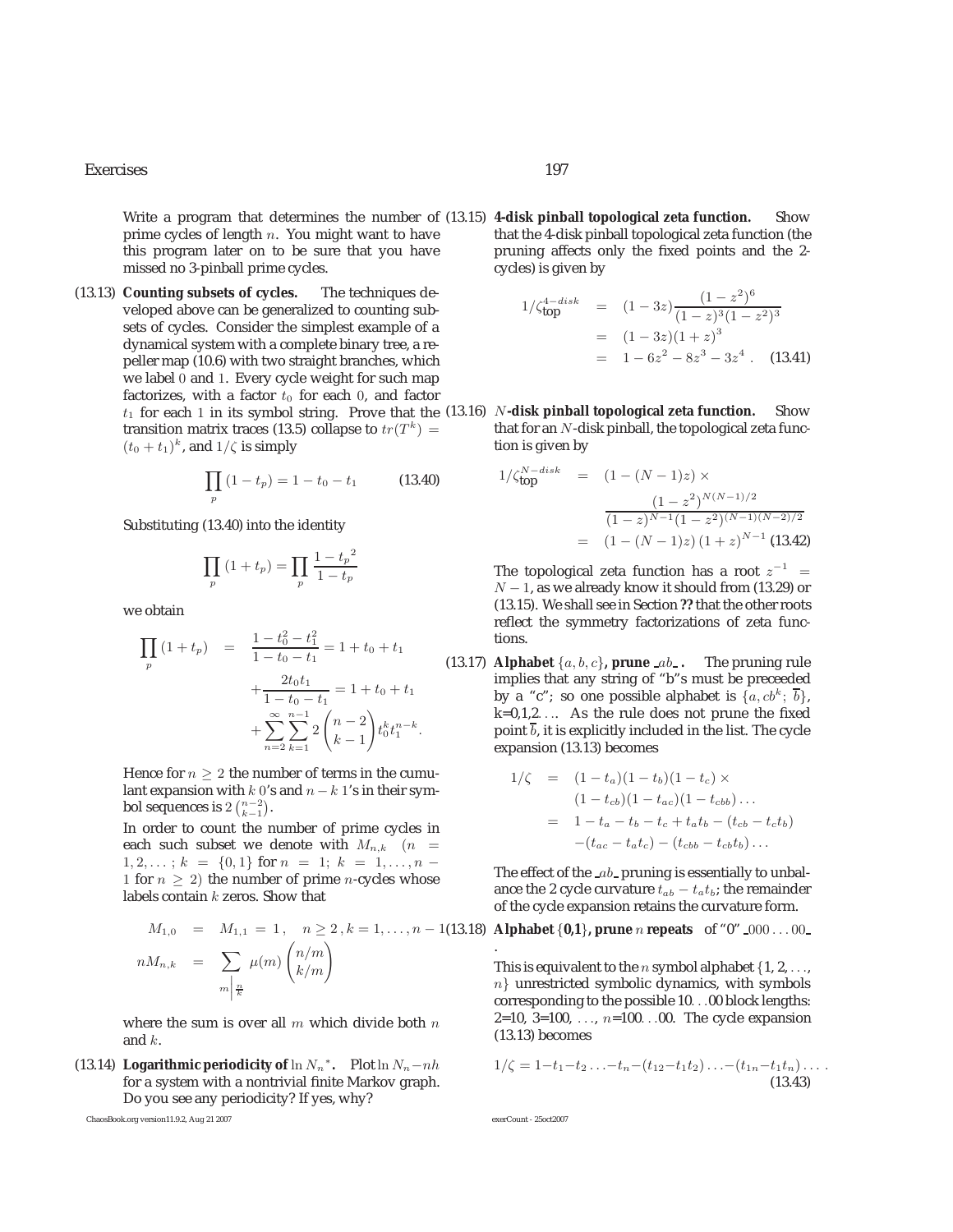Write a program that determines the number of prime cycles of length $n$. You might want to have this program later on to be sure that you have missed no 3-pinball prime cycles.

(13.13) **Counting subsets of cycles.** The techniques developed above can be generalized to counting subsets of cycles. Consider the simplest example of a dynamical system with a complete binary tree, a repeller map (10.6) with two straight branches, which we label 0 and 1. Every cycle weight for such map factorizes, with a factor $t_0$ for each 0, and factor $t_1$ for each 1 in its symbol string. Prove that the transition matrix traces (13.5) collapse to $tr(T^k) = (t_0 + t_1)^k$, and $1/\zeta$ is simply

$$\prod_p (1 - t_p) = 1 - t_0 - t_1 \qquad (13.40)$$

Substituting (13.40) into the identity

$$\prod_p (1 + t_p) = \prod_p \frac{1 - t_p{}^2}{1 - t_p}$$

we obtain

$$\begin{aligned}
\prod_p (1 + t_p) &= \frac{1 - t_0^2 - t_1^2}{1 - t_0 - t_1} = 1 + t_0 + t_1 \\
&\quad + \frac{2t_0 t_1}{1 - t_0 - t_1} = 1 + t_0 + t_1 \\
&\quad + \sum_{n=2}^{\infty} \sum_{k=1}^{n-1} 2 \binom{n-2}{k-1} t_0^k t_1^{n-k}.
\end{aligned}$$

Hence for $n \geq 2$ the number of terms in the cumulant expansion with $k$ 0's and $n-k$ 1's in their symbol sequences is $2\binom{n-2}{k-1}$.

In order to count the number of prime cycles in each such subset we denote with $M_{n,k}$ $(n = 1, 2, \ldots; k = \{0, 1\}$ for $n = 1$; $k = 1, \ldots, n-1$ for $n \geq 2)$ the number of prime $n$-cycles whose labels contain $k$ zeros. Show that

$$\begin{aligned}
M_{1,0} &= M_{1,1} = 1, \quad n \geq 2, k = 1, \ldots, n-1 \\
nM_{n,k} &= \sum_{m \left| \frac{n}{k} \right.} \mu(m) \binom{n/m}{k/m}
\end{aligned}$$

where the sum is over all $m$ which divide both $n$ and $k$.

(13.14) **Logarithmic periodicity of $\ln N_n{}^*$.** Plot $\ln N_n - nh$ for a system with a nontrivial finite Markov graph. Do you see any periodicity? If yes, why?

(13.15) **4-disk pinball topological zeta function.** Show that the 4-disk pinball topological zeta function (the pruning affects only the fixed points and the 2-cycles) is given by

$$\begin{aligned}
1/\zeta_{\text{top}}^{4-disk} &= (1 - 3z) \frac{(1 - z^2)^6}{(1 - z)^3 (1 - z^2)^3} \\
&= (1 - 3z)(1 + z)^3 \\
&= 1 - 6z^2 - 8z^3 - 3z^4 \,. \qquad (13.41)
\end{aligned}$$

(13.16) **$N$-disk pinball topological zeta function.** Show that for an $N$-disk pinball, the topological zeta function is given by

$$\begin{aligned}
1/\zeta_{\text{top}}^{N-disk} &= (1 - (N-1)z) \times \\
&\quad \frac{(1 - z^2)^{N(N-1)/2}}{(1 - z)^{N-1} (1 - z^2)^{(N-1)(N-2)/2}} \\
&= (1 - (N-1)z)(1 + z)^{N-1} \qquad (13.42)
\end{aligned}$$

The topological zeta function has a root $z^{-1} = N - 1$, as we already know it should from (13.29) or (13.15). We shall see in Section **??** that the other roots reflect the symmetry factorizations of zeta functions.

(13.17) **Alphabet $\{a, b, c\}$, prune $\_ab\_$.** The pruning rule implies that any string of "b"s must be preceeded by a "c"; so one possible alphabet is $\{a, cb^k; \overline{b}\}$, k=0,1,2. . .. As the rule does not prune the fixed point $\overline{b}$, it is explicitly included in the list. The cycle expansion (13.13) becomes

$$\begin{aligned}
1/\zeta &= (1 - t_a)(1 - t_b)(1 - t_c) \times \\
&\quad (1 - t_{cb})(1 - t_{ac})(1 - t_{cbb}) \ldots \\
&= 1 - t_a - t_b - t_c + t_a t_b - (t_{cb} - t_c t_b) \\
&\quad - (t_{ac} - t_a t_c) - (t_{cbb} - t_{cb} t_b) \ldots
\end{aligned}$$

The effect of the $\_ab\_$ pruning is essentially to unbalance the 2 cycle curvature $t_{ab} - t_a t_b$; the remainder of the cycle expansion retains the curvature form.

(13.18) **Alphabet {0,1}, prune $n$ repeats** of "0" $\_000\ldots00\_$.

This is equivalent to the $n$ symbol alphabet $\{1, 2, \ldots, n\}$ unrestricted symbolic dynamics, with symbols corresponding to the possible 10. . .00 block lengths: 2=10, 3=100, . . ., $n$=100. . .00. The cycle expansion (13.13) becomes

$$1/\zeta = 1 - t_1 - t_2 \ldots - t_n - (t_{12} - t_1 t_2) \ldots - (t_{1n} - t_1 t_n) \ldots \,. \qquad (13.43)$$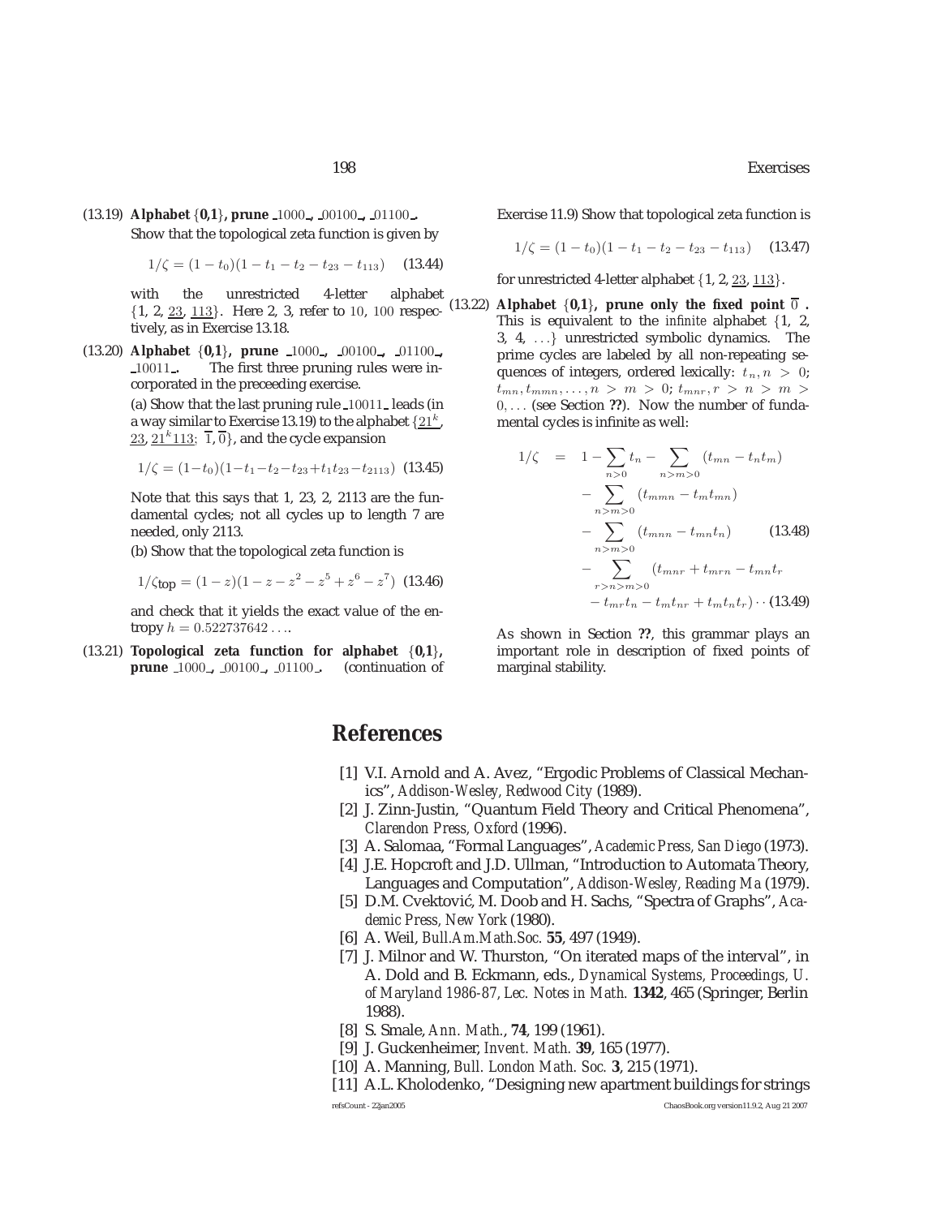(13.19) **Alphabet {0,1}, prune** $\_1000\_$, $\_00100\_$, $\_01100\_$. Show that the topological zeta function is given by

$$1/\zeta = (1-t_0)(1-t_1-t_2-t_{23}-t_{113}) \quad (13.44)$$

with the unrestricted 4-letter alphabet $\{1, 2, \underline{23}, \underline{113}\}$. Here 2, 3, refer to 10, 100 respectively, as in Exercise 13.18.

(13.20) **Alphabet {0,1}, prune** $\_1000\_$, $\_00100\_$, $\_01100\_$, $\_10011\_$. The first three pruning rules were incorporated in the preceeding exercise.

(a) Show that the last pruning rule $\_10011\_$ leads (in a way similar to Exercise 13.19) to the alphabet $\{\underline{21^k}, \underline{23}, \underline{21^k113};\ \overline{1}, \overline{0}\}$, and the cycle expansion

$$1/\zeta = (1-t_0)(1-t_1-t_2-t_{23}+t_1t_{23}-t_{2113}) \quad (13.45)$$

Note that this says that 1, 23, 2, 2113 are the fundamental cycles; not all cycles up to length 7 are needed, only 2113.

(b) Show that the topological zeta function is

$$1/\zeta_{\text{top}} = (1-z)(1-z-z^2-z^5+z^6-z^7) \quad (13.46)$$

and check that it yields the exact value of the entropy $h = 0.522737642\ldots$.

(13.21) **Topological zeta function for alphabet {0,1}, prune** $\_1000\_$, $\_00100\_$, $\_01100\_$. (continuation of Exercise 11.9) Show that topological zeta function is

$$1/\zeta = (1-t_0)(1-t_1-t_2-t_{23}-t_{113}) \quad (13.47)$$

for unrestricted 4-letter alphabet $\{1, 2, \underline{23}, \underline{113}\}$.

(13.22) **Alphabet {0,1}, prune only the fixed point** $\overline{0}$ **.** This is equivalent to the *infinite* alphabet $\{1, 2, 3, 4, \ldots\}$ unrestricted symbolic dynamics. The prime cycles are labeled by all non-repeating sequences of integers, ordered lexically: $t_n, n > 0$; $t_{mn}, t_{mmn}, \ldots, n > m > 0$; $t_{mnr}, r > n > m > 0, \ldots$ (see Section **??**). Now the number of fundamental cycles is infinite as well:

$$\begin{aligned}
1/\zeta \quad = \quad & 1 - \sum_{n>0} t_n - \sum_{n>m>0} (t_{mn} - t_n t_m) \\
& - \sum_{n>m>0} (t_{mmn} - t_m t_{mn}) \\
& - \sum_{n>m>0} (t_{mnn} - t_{mn} t_n) \qquad (13.48) \\
& - \sum_{r>n>m>0} (t_{mnr} + t_{mrn} - t_{mn} t_r \\
& \quad - t_{mr} t_n - t_m t_{nr} + t_m t_n t_r) \cdots \quad (13.49)
\end{aligned}$$

As shown in Section **??**, this grammar plays an important role in description of fixed points of marginal stability.

# References

[1] V.I. Arnold and A. Avez, “Ergodic Problems of Classical Mechanics”, *Addison-Wesley, Redwood City* (1989).

[2] J. Zinn-Justin, “Quantum Field Theory and Critical Phenomena”, *Clarendon Press, Oxford* (1996).

[3] A. Salomaa, “Formal Languages”, *Academic Press, San Diego* (1973).

[4] J.E. Hopcroft and J.D. Ullman, “Introduction to Automata Theory, Languages and Computation”, *Addison-Wesley, Reading Ma* (1979).

[5] D.M. Cvektović, M. Doob and H. Sachs, “Spectra of Graphs”, *Academic Press, New York* (1980).

[6] A. Weil, *Bull.Am.Math.Soc.* **55**, 497 (1949).

[7] J. Milnor and W. Thurston, “On iterated maps of the interval”, in A. Dold and B. Eckmann, eds., *Dynamical Systems, Proceedings, U. of Maryland 1986-87, Lec. Notes in Math.* **1342**, 465 (Springer, Berlin 1988).

[8] S. Smale, *Ann. Math.*, **74**, 199 (1961).

[9] J. Guckenheimer, *Invent. Math.* **39**, 165 (1977).

[10] A. Manning, *Bull. London Math. Soc.* **3**, 215 (1971).

[11] A.L. Kholodenko, “Designing new apartment buildings for strings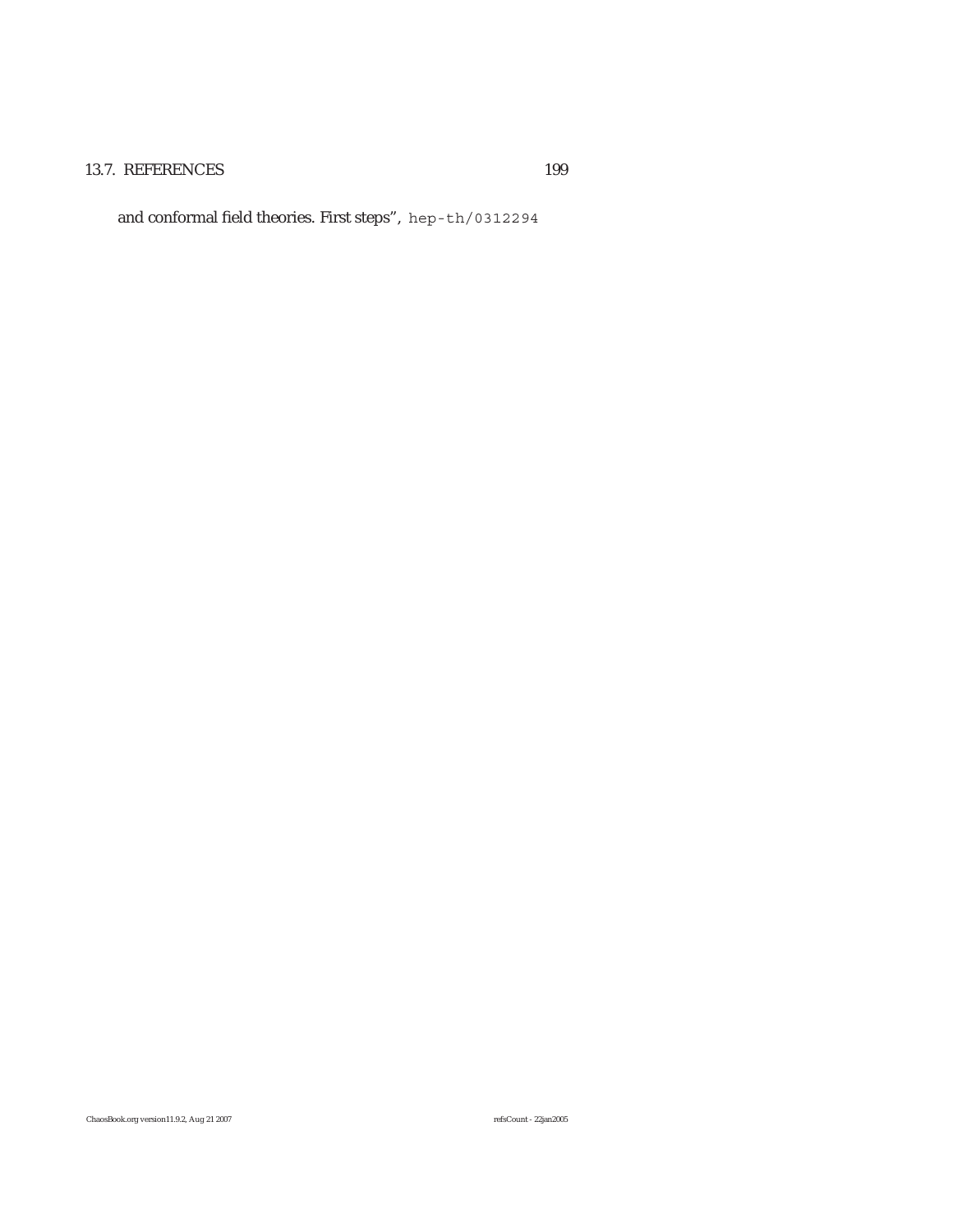and conformal field theories. First steps", hep-th/0312294